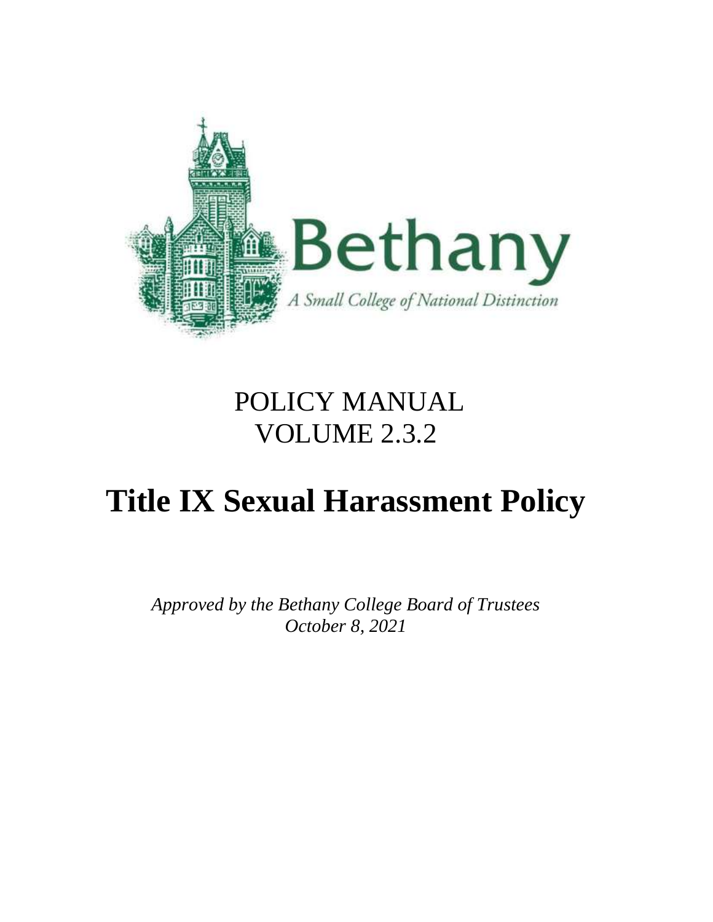Bethany

*A Small College of National Distinction*

POLICY MANUAL
VOLUME 2.3.2

# Title IX Sexual Harassment Policy

*Approved by the Bethany College Board of Trustees*
*October 8, 2021*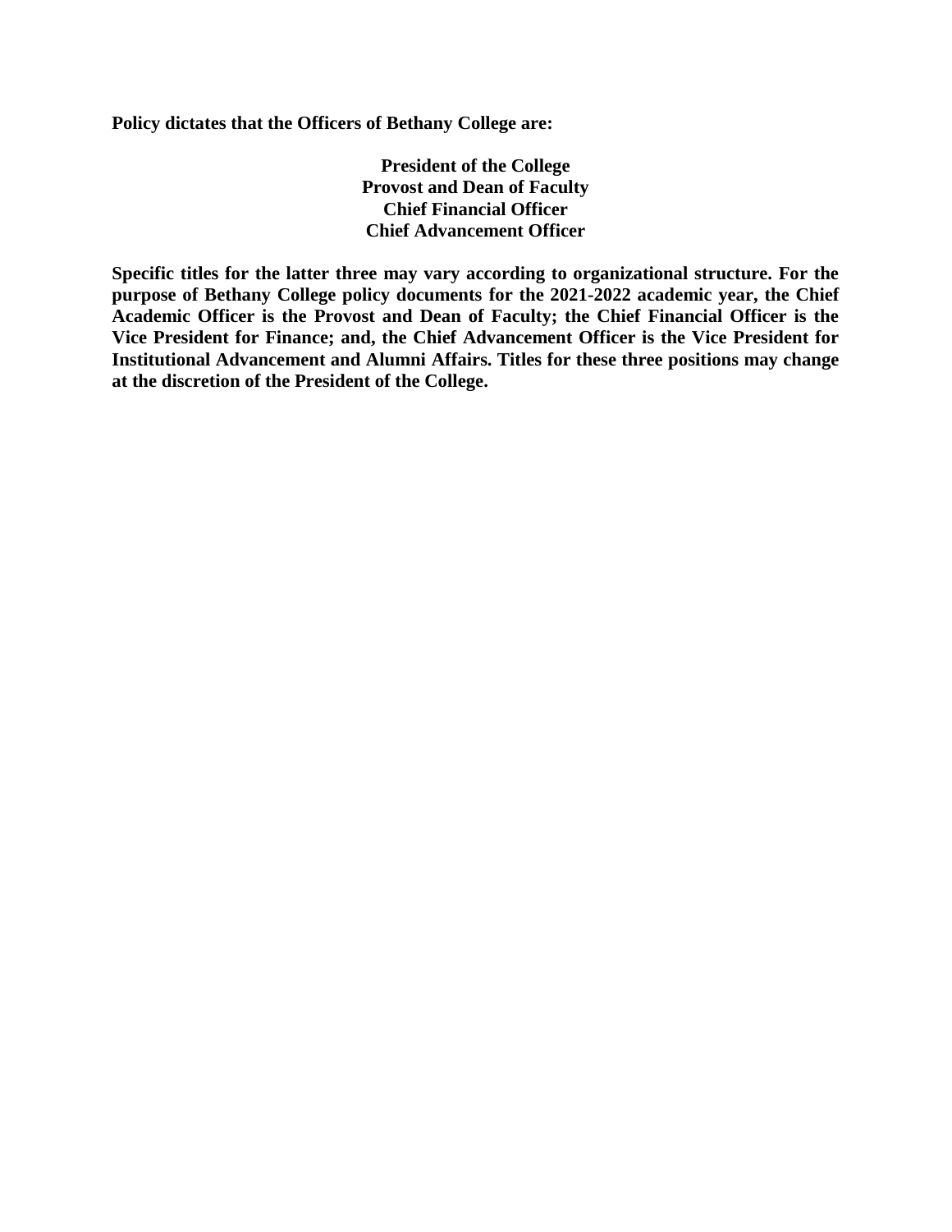**Policy dictates that the Officers of Bethany College are:**

**President of the College**
**Provost and Dean of Faculty**
**Chief Financial Officer**
**Chief Advancement Officer**

**Specific titles for the latter three may vary according to organizational structure. For the purpose of Bethany College policy documents for the 2021-2022 academic year, the Chief Academic Officer is the Provost and Dean of Faculty; the Chief Financial Officer is the Vice President for Finance; and, the Chief Advancement Officer is the Vice President for Institutional Advancement and Alumni Affairs. Titles for these three positions may change at the discretion of the President of the College.**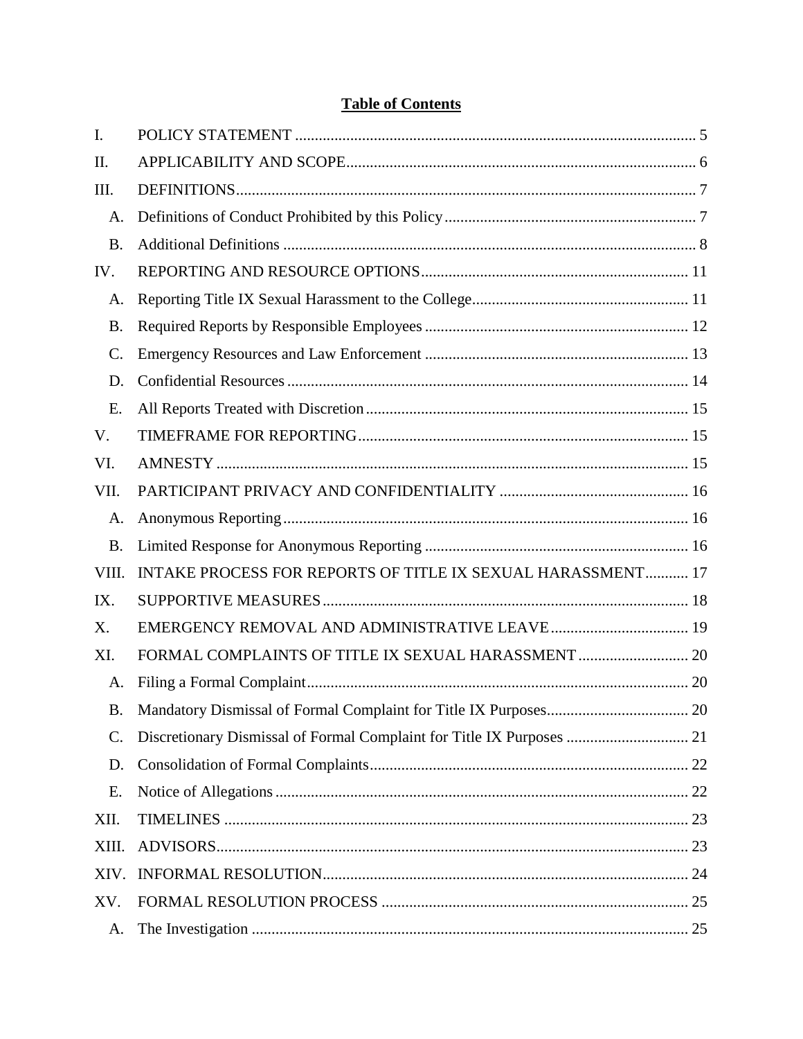## Table of Contents

I. POLICY STATEMENT ..... 5

II. APPLICABILITY AND SCOPE ..... 6

III. DEFINITIONS ..... 7

- A. Definitions of Conduct Prohibited by this Policy ..... 7
- B. Additional Definitions ..... 8

IV. REPORTING AND RESOURCE OPTIONS ..... 11

- A. Reporting Title IX Sexual Harassment to the College ..... 11
- B. Required Reports by Responsible Employees ..... 12
- C. Emergency Resources and Law Enforcement ..... 13
- D. Confidential Resources ..... 14
- E. All Reports Treated with Discretion ..... 15

V. TIMEFRAME FOR REPORTING ..... 15

VI. AMNESTY ..... 15

VII. PARTICIPANT PRIVACY AND CONFIDENTIALITY ..... 16

- A. Anonymous Reporting ..... 16
- B. Limited Response for Anonymous Reporting ..... 16

VIII. INTAKE PROCESS FOR REPORTS OF TITLE IX SEXUAL HARASSMENT ..... 17

IX. SUPPORTIVE MEASURES ..... 18

X. EMERGENCY REMOVAL AND ADMINISTRATIVE LEAVE ..... 19

XI. FORMAL COMPLAINTS OF TITLE IX SEXUAL HARASSMENT ..... 20

- A. Filing a Formal Complaint ..... 20
- B. Mandatory Dismissal of Formal Complaint for Title IX Purposes ..... 20
- C. Discretionary Dismissal of Formal Complaint for Title IX Purposes ..... 21
- D. Consolidation of Formal Complaints ..... 22
- E. Notice of Allegations ..... 22

XII. TIMELINES ..... 23

XIII. ADVISORS ..... 23

XIV. INFORMAL RESOLUTION ..... 24

XV. FORMAL RESOLUTION PROCESS ..... 25

- A. The Investigation ..... 25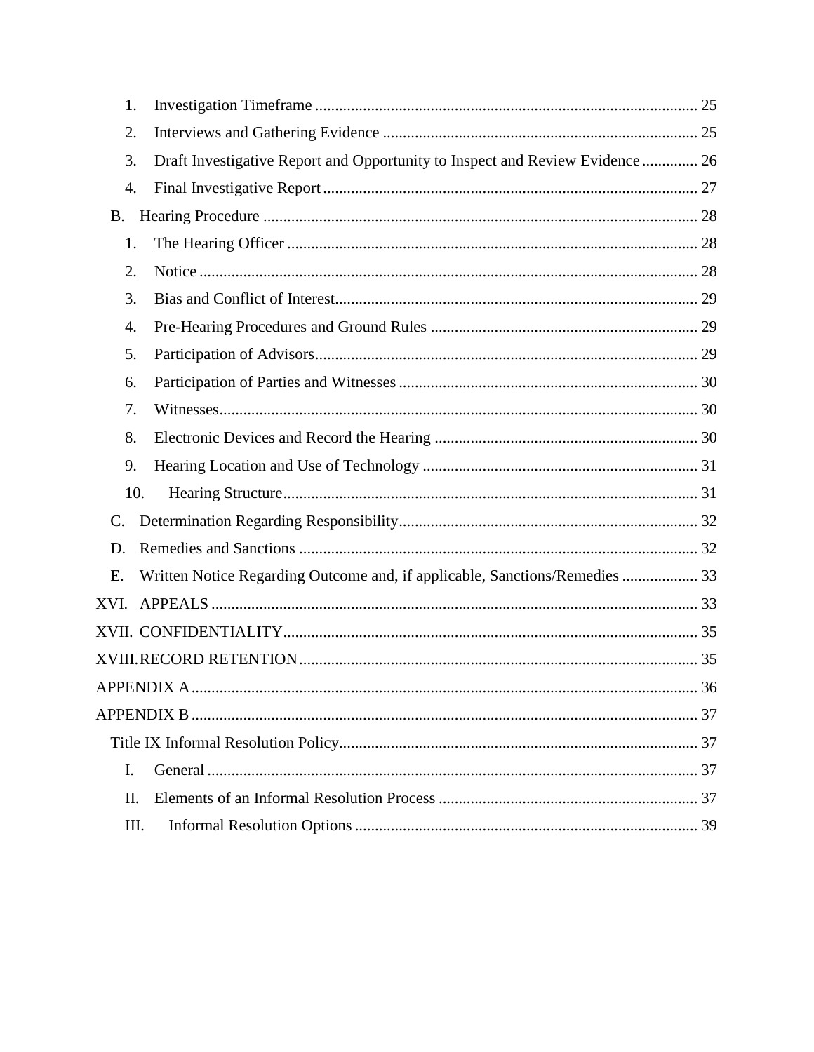1. Investigation Timeframe ............................................................................................... 25
2. Interviews and Gathering Evidence .............................................................................. 25
3. Draft Investigative Report and Opportunity to Inspect and Review Evidence ............. 26
4. Final Investigative Report ............................................................................................. 27

B. Hearing Procedure ............................................................................................................ 28

1. The Hearing Officer ...................................................................................................... 28
2. Notice ............................................................................................................................ 28
3. Bias and Conflict of Interest.......................................................................................... 29
4. Pre-Hearing Procedures and Ground Rules .................................................................. 29
5. Participation of Advisors............................................................................................... 29
6. Participation of Parties and Witnesses .......................................................................... 30
7. Witnesses....................................................................................................................... 30
8. Electronic Devices and Record the Hearing .................................................................. 30
9. Hearing Location and Use of Technology ..................................................................... 31
10. Hearing Structure....................................................................................................... 31

C. Determination Regarding Responsibility.......................................................................... 32

D. Remedies and Sanctions ................................................................................................... 32

E. Written Notice Regarding Outcome and, if applicable, Sanctions/Remedies ................... 33

XVI. APPEALS ......................................................................................................................... 33

XVII. CONFIDENTIALITY....................................................................................................... 35

XVIII. RECORD RETENTION .................................................................................................. 35

APPENDIX A ............................................................................................................................. 36

APPENDIX B ............................................................................................................................. 37

Title IX Informal Resolution Policy......................................................................................... 37

I. General .......................................................................................................................... 37
II. Elements of an Informal Resolution Process ................................................................ 37
III. Informal Resolution Options ..................................................................................... 39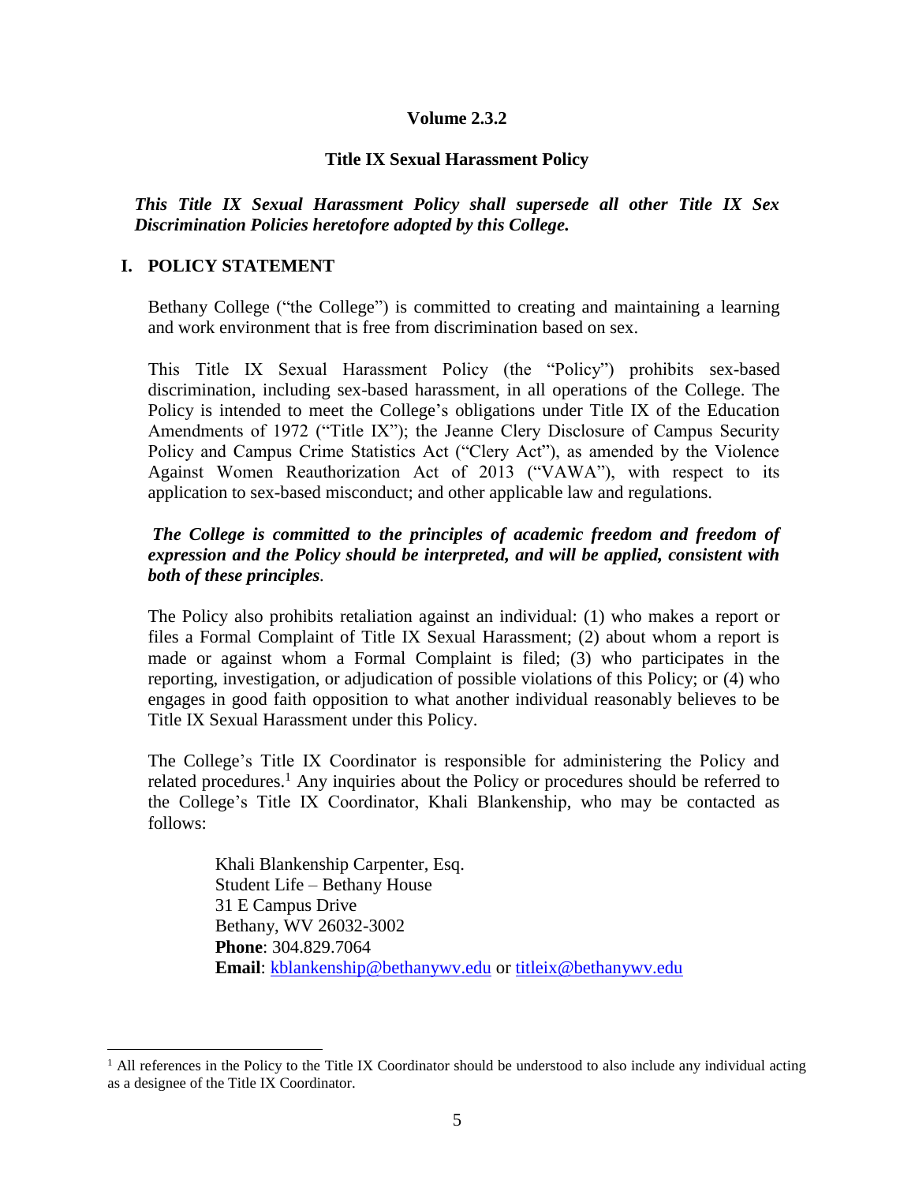**Volume 2.3.2**

# Title IX Sexual Harassment Policy

***This Title IX Sexual Harassment Policy shall supersede all other Title IX Sex Discrimination Policies heretofore adopted by this College.***

## I. POLICY STATEMENT

Bethany College ("the College") is committed to creating and maintaining a learning and work environment that is free from discrimination based on sex.

This Title IX Sexual Harassment Policy (the "Policy") prohibits sex-based discrimination, including sex-based harassment, in all operations of the College. The Policy is intended to meet the College's obligations under Title IX of the Education Amendments of 1972 ("Title IX"); the Jeanne Clery Disclosure of Campus Security Policy and Campus Crime Statistics Act ("Clery Act"), as amended by the Violence Against Women Reauthorization Act of 2013 ("VAWA"), with respect to its application to sex-based misconduct; and other applicable law and regulations.

***The College is committed to the principles of academic freedom and freedom of expression and the Policy should be interpreted, and will be applied, consistent with both of these principles.***

The Policy also prohibits retaliation against an individual: (1) who makes a report or files a Formal Complaint of Title IX Sexual Harassment; (2) about whom a report is made or against whom a Formal Complaint is filed; (3) who participates in the reporting, investigation, or adjudication of possible violations of this Policy; or (4) who engages in good faith opposition to what another individual reasonably believes to be Title IX Sexual Harassment under this Policy.

The College's Title IX Coordinator is responsible for administering the Policy and related procedures.[1] Any inquiries about the Policy or procedures should be referred to the College's Title IX Coordinator, Khali Blankenship, who may be contacted as follows:

Khali Blankenship Carpenter, Esq.
Student Life – Bethany House
31 E Campus Drive
Bethany, WV 26032-3002
**Phone**: 304.829.7064
**Email**: kblankenship@bethanywv.edu or titleix@bethanywv.edu

[1] All references in the Policy to the Title IX Coordinator should be understood to also include any individual acting as a designee of the Title IX Coordinator.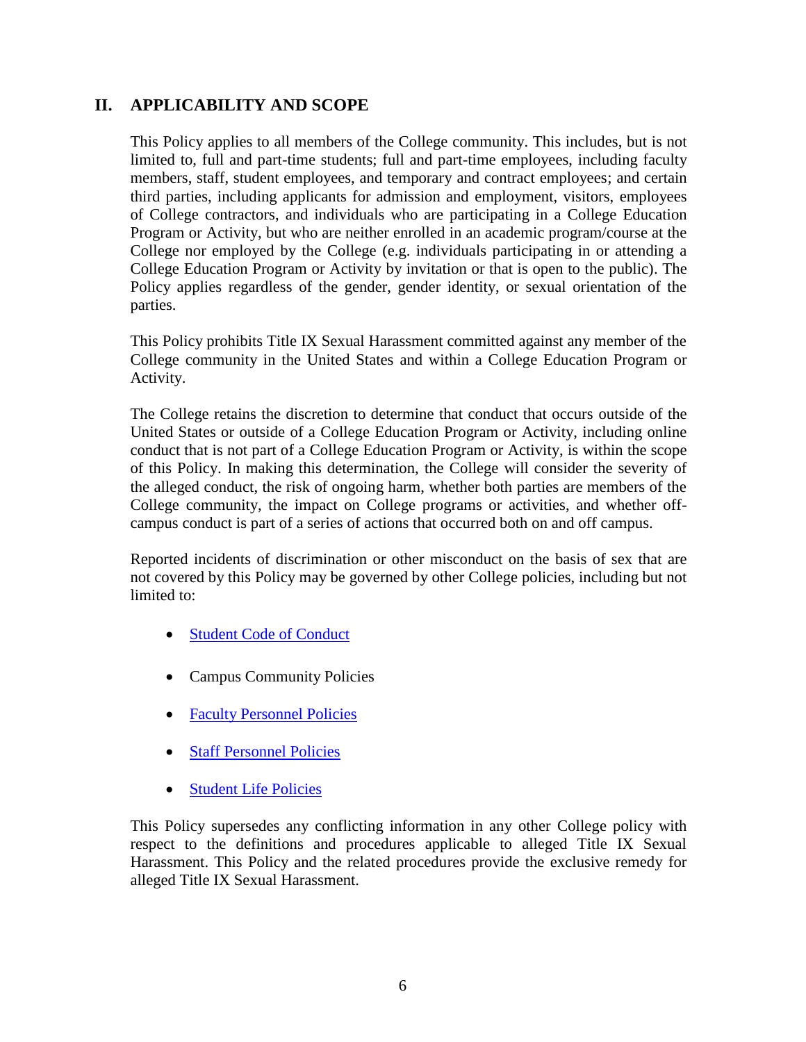## II. APPLICABILITY AND SCOPE

This Policy applies to all members of the College community. This includes, but is not limited to, full and part-time students; full and part-time employees, including faculty members, staff, student employees, and temporary and contract employees; and certain third parties, including applicants for admission and employment, visitors, employees of College contractors, and individuals who are participating in a College Education Program or Activity, but who are neither enrolled in an academic program/course at the College nor employed by the College (e.g. individuals participating in or attending a College Education Program or Activity by invitation or that is open to the public). The Policy applies regardless of the gender, gender identity, or sexual orientation of the parties.

This Policy prohibits Title IX Sexual Harassment committed against any member of the College community in the United States and within a College Education Program or Activity.

The College retains the discretion to determine that conduct that occurs outside of the United States or outside of a College Education Program or Activity, including online conduct that is not part of a College Education Program or Activity, is within the scope of this Policy. In making this determination, the College will consider the severity of the alleged conduct, the risk of ongoing harm, whether both parties are members of the College community, the impact on College programs or activities, and whether off-campus conduct is part of a series of actions that occurred both on and off campus.

Reported incidents of discrimination or other misconduct on the basis of sex that are not covered by this Policy may be governed by other College policies, including but not limited to:

- Student Code of Conduct
- Campus Community Policies
- Faculty Personnel Policies
- Staff Personnel Policies
- Student Life Policies

This Policy supersedes any conflicting information in any other College policy with respect to the definitions and procedures applicable to alleged Title IX Sexual Harassment. This Policy and the related procedures provide the exclusive remedy for alleged Title IX Sexual Harassment.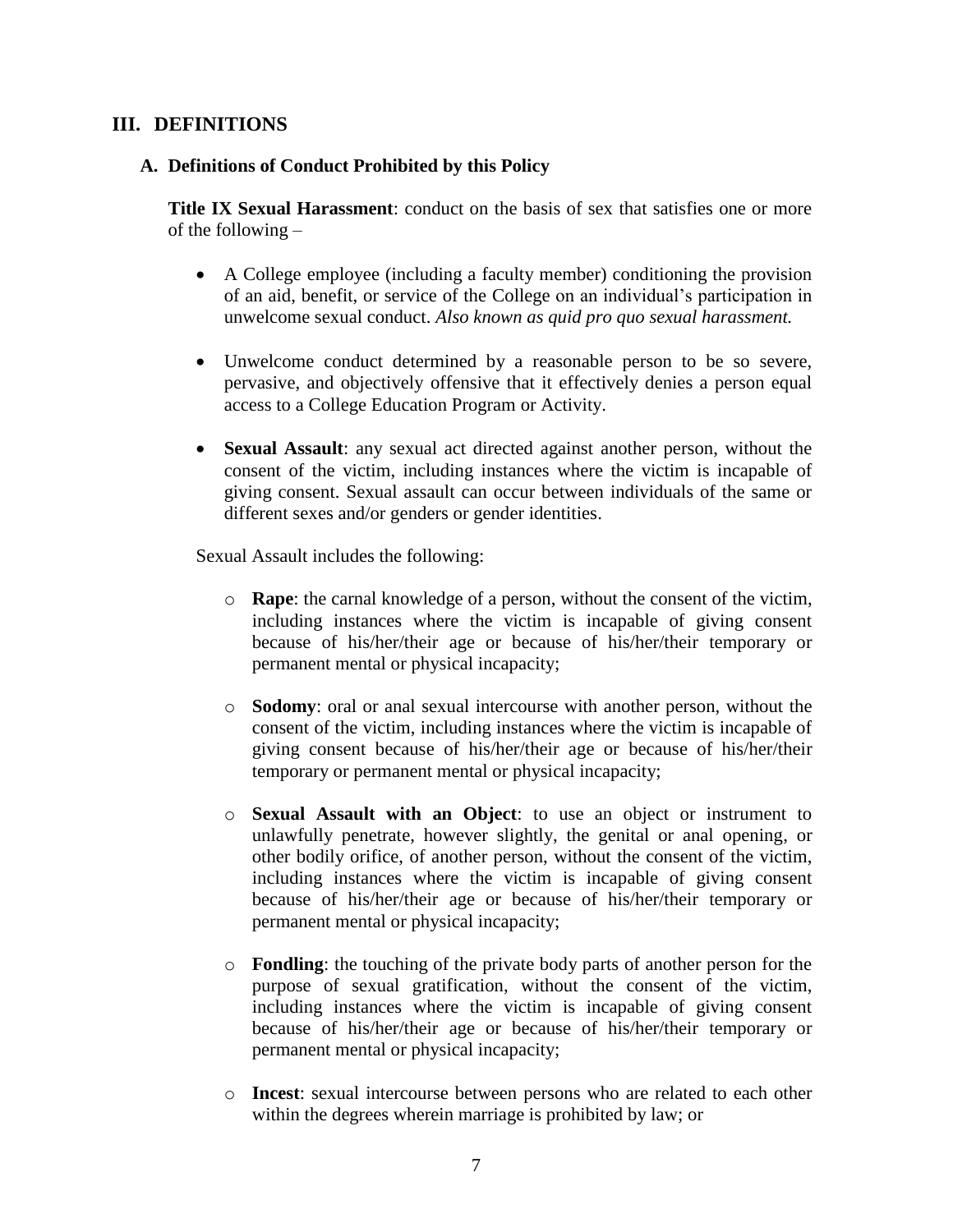## III. DEFINITIONS

### A. Definitions of Conduct Prohibited by this Policy

**Title IX Sexual Harassment**: conduct on the basis of sex that satisfies one or more of the following –

- A College employee (including a faculty member) conditioning the provision of an aid, benefit, or service of the College on an individual's participation in unwelcome sexual conduct. *Also known as quid pro quo sexual harassment.*

- Unwelcome conduct determined by a reasonable person to be so severe, pervasive, and objectively offensive that it effectively denies a person equal access to a College Education Program or Activity.

- **Sexual Assault**: any sexual act directed against another person, without the consent of the victim, including instances where the victim is incapable of giving consent. Sexual assault can occur between individuals of the same or different sexes and/or genders or gender identities.

Sexual Assault includes the following:

- **Rape**: the carnal knowledge of a person, without the consent of the victim, including instances where the victim is incapable of giving consent because of his/her/their age or because of his/her/their temporary or permanent mental or physical incapacity;

- **Sodomy**: oral or anal sexual intercourse with another person, without the consent of the victim, including instances where the victim is incapable of giving consent because of his/her/their age or because of his/her/their temporary or permanent mental or physical incapacity;

- **Sexual Assault with an Object**: to use an object or instrument to unlawfully penetrate, however slightly, the genital or anal opening, or other bodily orifice, of another person, without the consent of the victim, including instances where the victim is incapable of giving consent because of his/her/their age or because of his/her/their temporary or permanent mental or physical incapacity;

- **Fondling**: the touching of the private body parts of another person for the purpose of sexual gratification, without the consent of the victim, including instances where the victim is incapable of giving consent because of his/her/their age or because of his/her/their temporary or permanent mental or physical incapacity;

- **Incest**: sexual intercourse between persons who are related to each other within the degrees wherein marriage is prohibited by law; or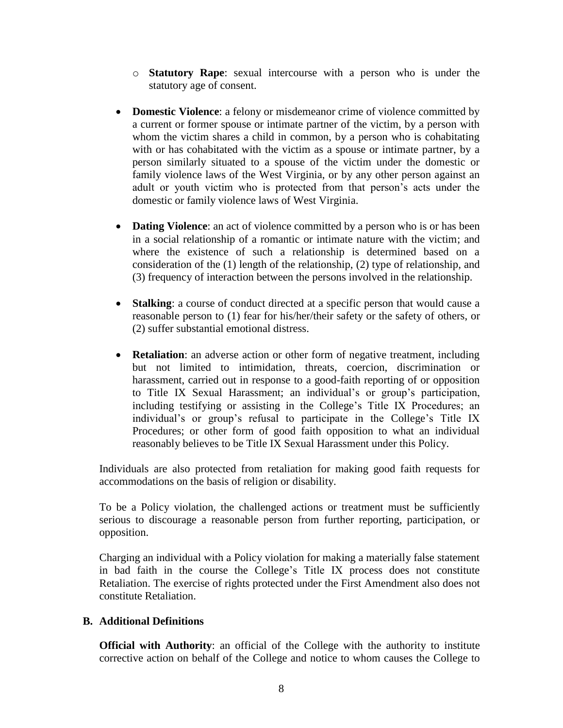- **Statutory Rape**: sexual intercourse with a person who is under the statutory age of consent.

- **Domestic Violence**: a felony or misdemeanor crime of violence committed by a current or former spouse or intimate partner of the victim, by a person with whom the victim shares a child in common, by a person who is cohabitating with or has cohabitated with the victim as a spouse or intimate partner, by a person similarly situated to a spouse of the victim under the domestic or family violence laws of the West Virginia, or by any other person against an adult or youth victim who is protected from that person's acts under the domestic or family violence laws of West Virginia.

- **Dating Violence**: an act of violence committed by a person who is or has been in a social relationship of a romantic or intimate nature with the victim; and where the existence of such a relationship is determined based on a consideration of the (1) length of the relationship, (2) type of relationship, and (3) frequency of interaction between the persons involved in the relationship.

- **Stalking**: a course of conduct directed at a specific person that would cause a reasonable person to (1) fear for his/her/their safety or the safety of others, or (2) suffer substantial emotional distress.

- **Retaliation**: an adverse action or other form of negative treatment, including but not limited to intimidation, threats, coercion, discrimination or harassment, carried out in response to a good-faith reporting of or opposition to Title IX Sexual Harassment; an individual's or group's participation, including testifying or assisting in the College's Title IX Procedures; an individual's or group's refusal to participate in the College's Title IX Procedures; or other form of good faith opposition to what an individual reasonably believes to be Title IX Sexual Harassment under this Policy.

Individuals are also protected from retaliation for making good faith requests for accommodations on the basis of religion or disability.

To be a Policy violation, the challenged actions or treatment must be sufficiently serious to discourage a reasonable person from further reporting, participation, or opposition.

Charging an individual with a Policy violation for making a materially false statement in bad faith in the course the College's Title IX process does not constitute Retaliation. The exercise of rights protected under the First Amendment also does not constitute Retaliation.

### B. Additional Definitions

**Official with Authority**: an official of the College with the authority to institute corrective action on behalf of the College and notice to whom causes the College to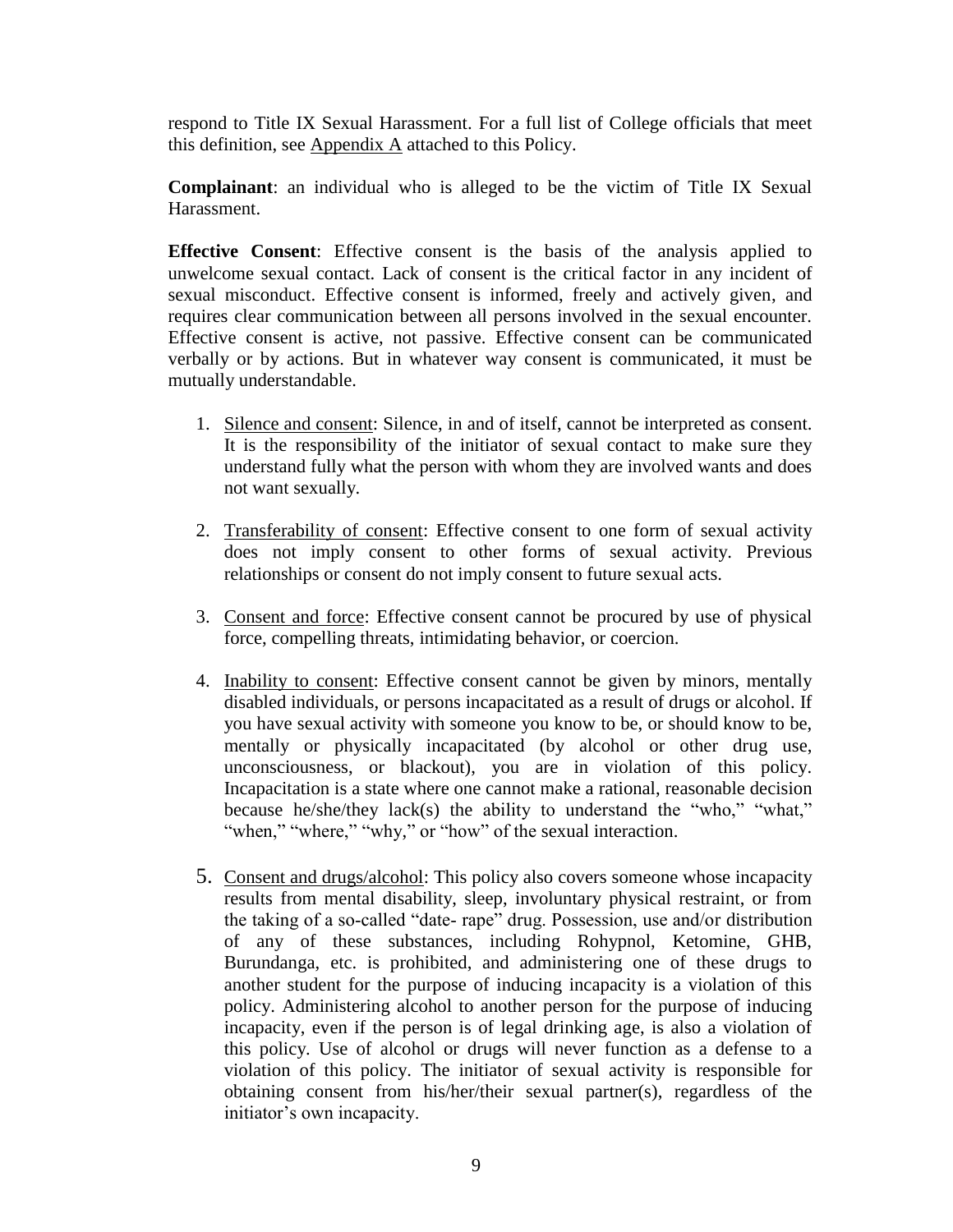respond to Title IX Sexual Harassment. For a full list of College officials that meet this definition, see Appendix A attached to this Policy.

**Complainant**: an individual who is alleged to be the victim of Title IX Sexual Harassment.

**Effective Consent**: Effective consent is the basis of the analysis applied to unwelcome sexual contact. Lack of consent is the critical factor in any incident of sexual misconduct. Effective consent is informed, freely and actively given, and requires clear communication between all persons involved in the sexual encounter. Effective consent is active, not passive. Effective consent can be communicated verbally or by actions. But in whatever way consent is communicated, it must be mutually understandable.

1. Silence and consent: Silence, in and of itself, cannot be interpreted as consent. It is the responsibility of the initiator of sexual contact to make sure they understand fully what the person with whom they are involved wants and does not want sexually.

2. Transferability of consent: Effective consent to one form of sexual activity does not imply consent to other forms of sexual activity. Previous relationships or consent do not imply consent to future sexual acts.

3. Consent and force: Effective consent cannot be procured by use of physical force, compelling threats, intimidating behavior, or coercion.

4. Inability to consent: Effective consent cannot be given by minors, mentally disabled individuals, or persons incapacitated as a result of drugs or alcohol. If you have sexual activity with someone you know to be, or should know to be, mentally or physically incapacitated (by alcohol or other drug use, unconsciousness, or blackout), you are in violation of this policy. Incapacitation is a state where one cannot make a rational, reasonable decision because he/she/they lack(s) the ability to understand the "who," "what," "when," "where," "why," or "how" of the sexual interaction.

5. Consent and drugs/alcohol: This policy also covers someone whose incapacity results from mental disability, sleep, involuntary physical restraint, or from the taking of a so-called "date- rape" drug. Possession, use and/or distribution of any of these substances, including Rohypnol, Ketomine, GHB, Burundanga, etc. is prohibited, and administering one of these drugs to another student for the purpose of inducing incapacity is a violation of this policy. Administering alcohol to another person for the purpose of inducing incapacity, even if the person is of legal drinking age, is also a violation of this policy. Use of alcohol or drugs will never function as a defense to a violation of this policy. The initiator of sexual activity is responsible for obtaining consent from his/her/their sexual partner(s), regardless of the initiator's own incapacity.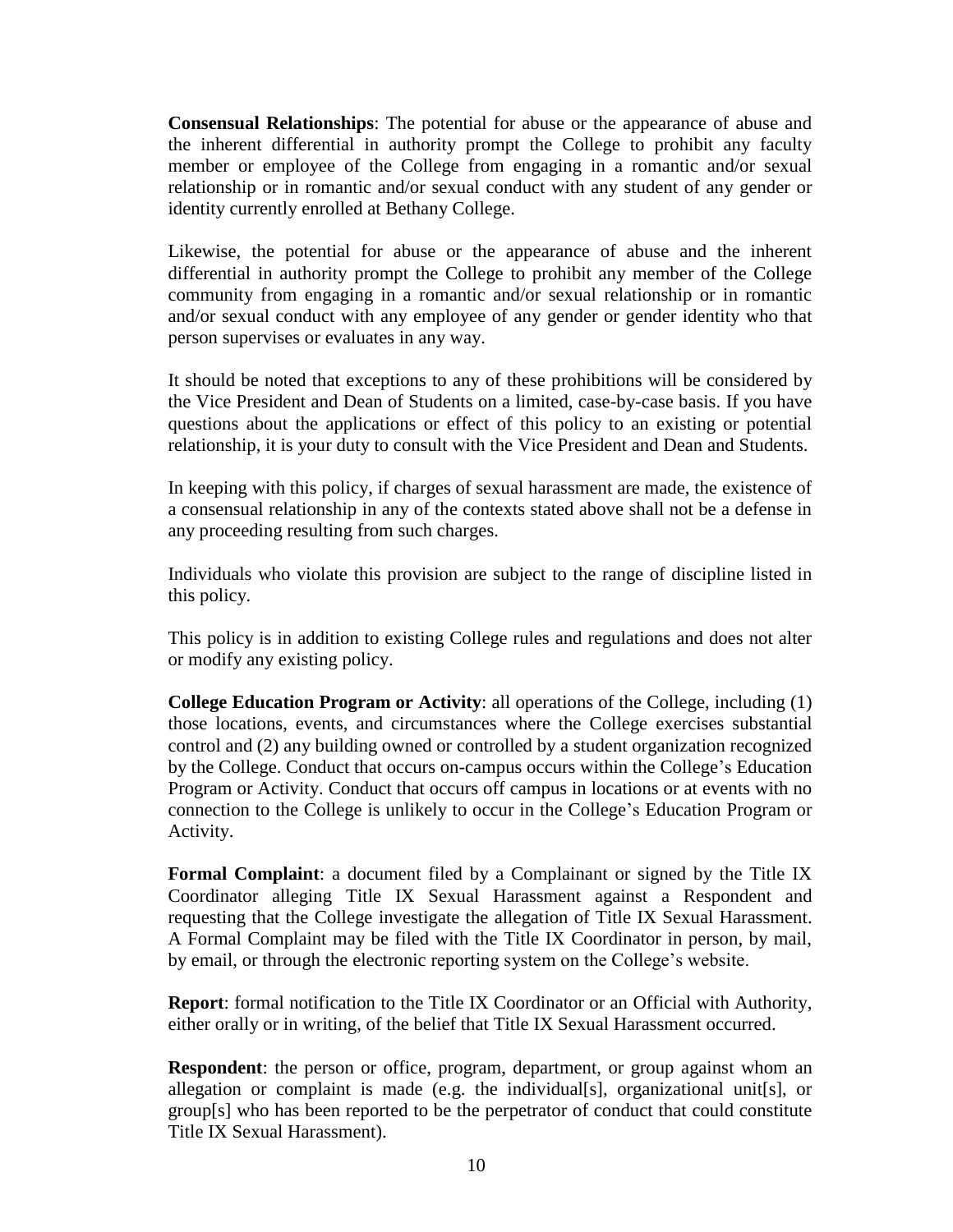**Consensual Relationships**: The potential for abuse or the appearance of abuse and the inherent differential in authority prompt the College to prohibit any faculty member or employee of the College from engaging in a romantic and/or sexual relationship or in romantic and/or sexual conduct with any student of any gender or identity currently enrolled at Bethany College.

Likewise, the potential for abuse or the appearance of abuse and the inherent differential in authority prompt the College to prohibit any member of the College community from engaging in a romantic and/or sexual relationship or in romantic and/or sexual conduct with any employee of any gender or gender identity who that person supervises or evaluates in any way.

It should be noted that exceptions to any of these prohibitions will be considered by the Vice President and Dean of Students on a limited, case-by-case basis. If you have questions about the applications or effect of this policy to an existing or potential relationship, it is your duty to consult with the Vice President and Dean and Students.

In keeping with this policy, if charges of sexual harassment are made, the existence of a consensual relationship in any of the contexts stated above shall not be a defense in any proceeding resulting from such charges.

Individuals who violate this provision are subject to the range of discipline listed in this policy.

This policy is in addition to existing College rules and regulations and does not alter or modify any existing policy.

**College Education Program or Activity**: all operations of the College, including (1) those locations, events, and circumstances where the College exercises substantial control and (2) any building owned or controlled by a student organization recognized by the College. Conduct that occurs on-campus occurs within the College's Education Program or Activity. Conduct that occurs off campus in locations or at events with no connection to the College is unlikely to occur in the College's Education Program or Activity.

**Formal Complaint**: a document filed by a Complainant or signed by the Title IX Coordinator alleging Title IX Sexual Harassment against a Respondent and requesting that the College investigate the allegation of Title IX Sexual Harassment. A Formal Complaint may be filed with the Title IX Coordinator in person, by mail, by email, or through the electronic reporting system on the College's website.

**Report**: formal notification to the Title IX Coordinator or an Official with Authority, either orally or in writing, of the belief that Title IX Sexual Harassment occurred.

**Respondent**: the person or office, program, department, or group against whom an allegation or complaint is made (e.g. the individual[s], organizational unit[s], or group[s] who has been reported to be the perpetrator of conduct that could constitute Title IX Sexual Harassment).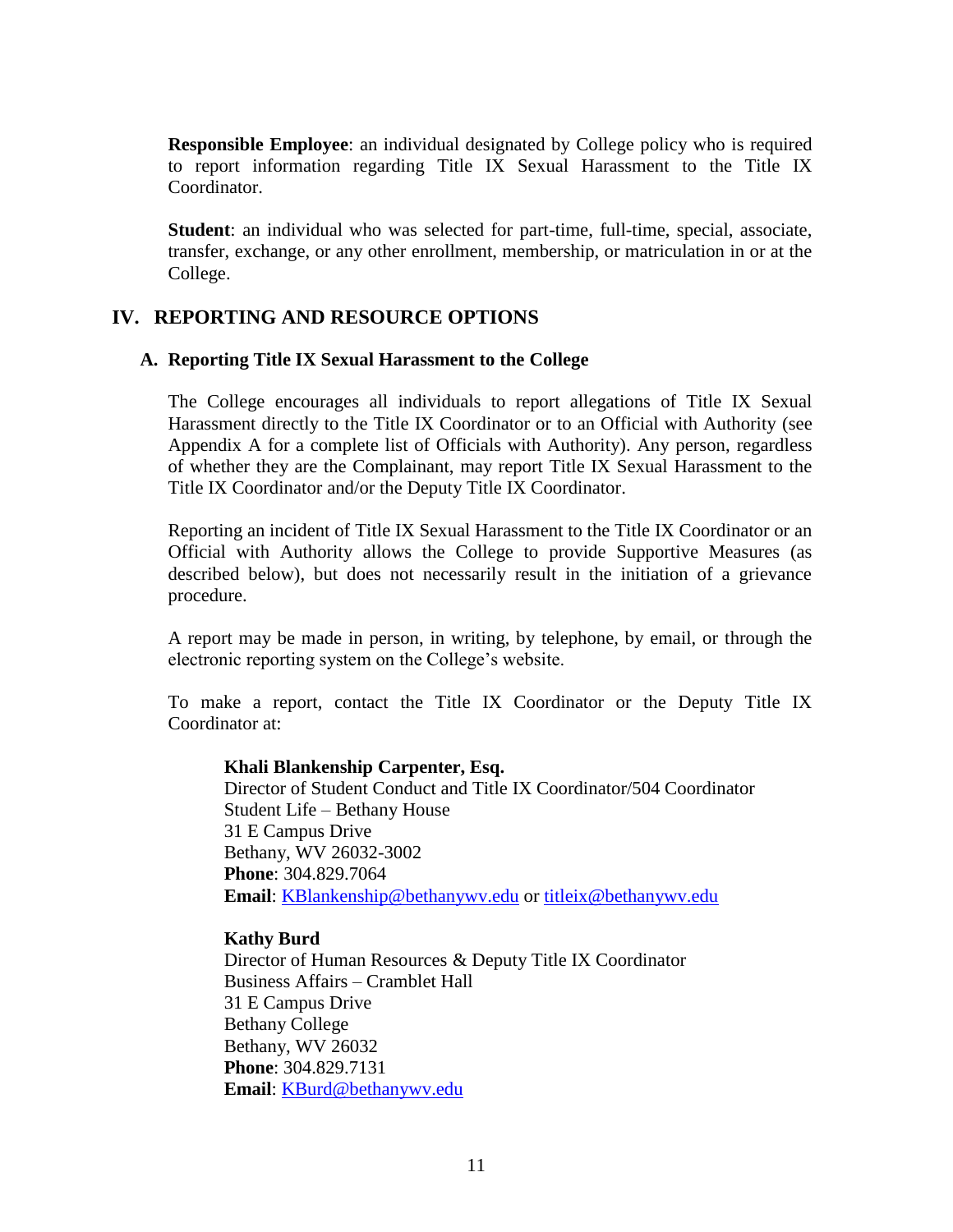**Responsible Employee**: an individual designated by College policy who is required to report information regarding Title IX Sexual Harassment to the Title IX Coordinator.

**Student**: an individual who was selected for part-time, full-time, special, associate, transfer, exchange, or any other enrollment, membership, or matriculation in or at the College.

## IV. REPORTING AND RESOURCE OPTIONS

### A. Reporting Title IX Sexual Harassment to the College

The College encourages all individuals to report allegations of Title IX Sexual Harassment directly to the Title IX Coordinator or to an Official with Authority (see Appendix A for a complete list of Officials with Authority). Any person, regardless of whether they are the Complainant, may report Title IX Sexual Harassment to the Title IX Coordinator and/or the Deputy Title IX Coordinator.

Reporting an incident of Title IX Sexual Harassment to the Title IX Coordinator or an Official with Authority allows the College to provide Supportive Measures (as described below), but does not necessarily result in the initiation of a grievance procedure.

A report may be made in person, in writing, by telephone, by email, or through the electronic reporting system on the College's website.

To make a report, contact the Title IX Coordinator or the Deputy Title IX Coordinator at:

**Khali Blankenship Carpenter, Esq.**
Director of Student Conduct and Title IX Coordinator/504 Coordinator
Student Life – Bethany House
31 E Campus Drive
Bethany, WV 26032-3002
**Phone**: 304.829.7064
**Email**: KBlankenship@bethanywv.edu or titleix@bethanywv.edu

**Kathy Burd**
Director of Human Resources & Deputy Title IX Coordinator
Business Affairs – Cramblet Hall
31 E Campus Drive
Bethany College
Bethany, WV 26032
**Phone**: 304.829.7131
**Email**: KBurd@bethanywv.edu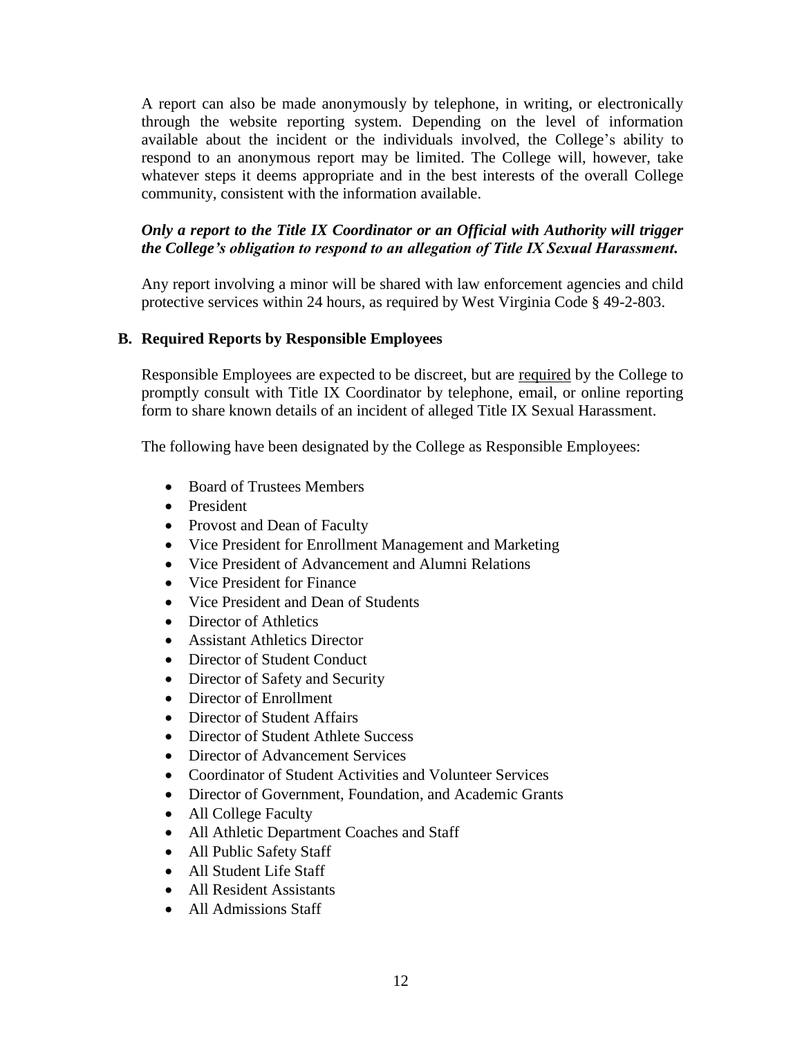A report can also be made anonymously by telephone, in writing, or electronically through the website reporting system. Depending on the level of information available about the incident or the individuals involved, the College's ability to respond to an anonymous report may be limited. The College will, however, take whatever steps it deems appropriate and in the best interests of the overall College community, consistent with the information available.

***Only a report to the Title IX Coordinator or an Official with Authority will trigger the College's obligation to respond to an allegation of Title IX Sexual Harassment.***

Any report involving a minor will be shared with law enforcement agencies and child protective services within 24 hours, as required by West Virginia Code § 49-2-803.

### B. Required Reports by Responsible Employees

Responsible Employees are expected to be discreet, but are required by the College to promptly consult with Title IX Coordinator by telephone, email, or online reporting form to share known details of an incident of alleged Title IX Sexual Harassment.

The following have been designated by the College as Responsible Employees:

- Board of Trustees Members
- President
- Provost and Dean of Faculty
- Vice President for Enrollment Management and Marketing
- Vice President of Advancement and Alumni Relations
- Vice President for Finance
- Vice President and Dean of Students
- Director of Athletics
- Assistant Athletics Director
- Director of Student Conduct
- Director of Safety and Security
- Director of Enrollment
- Director of Student Affairs
- Director of Student Athlete Success
- Director of Advancement Services
- Coordinator of Student Activities and Volunteer Services
- Director of Government, Foundation, and Academic Grants
- All College Faculty
- All Athletic Department Coaches and Staff
- All Public Safety Staff
- All Student Life Staff
- All Resident Assistants
- All Admissions Staff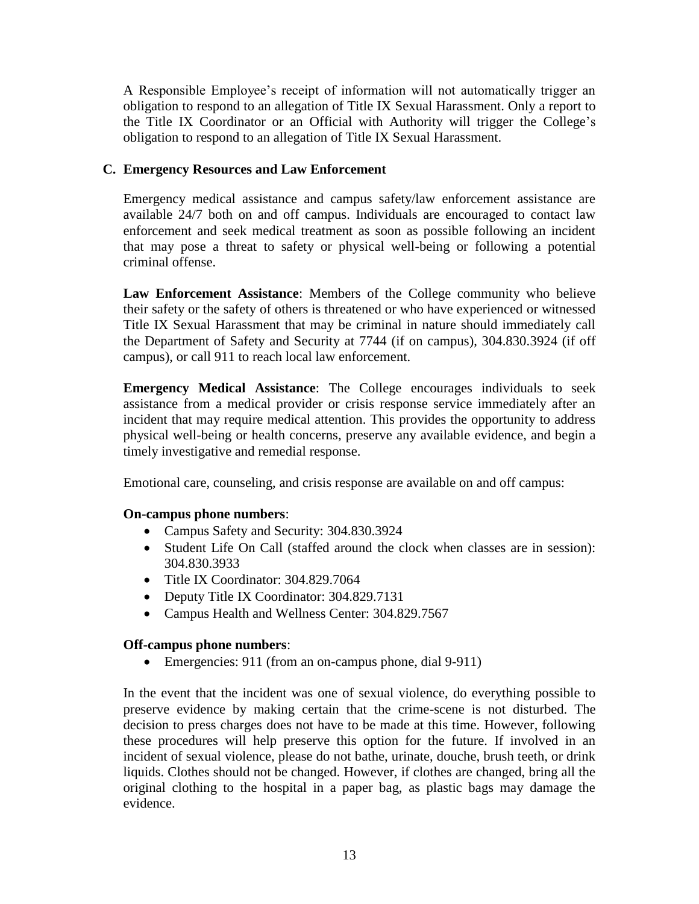A Responsible Employee's receipt of information will not automatically trigger an obligation to respond to an allegation of Title IX Sexual Harassment. Only a report to the Title IX Coordinator or an Official with Authority will trigger the College's obligation to respond to an allegation of Title IX Sexual Harassment.

### C. Emergency Resources and Law Enforcement

Emergency medical assistance and campus safety/law enforcement assistance are available 24/7 both on and off campus. Individuals are encouraged to contact law enforcement and seek medical treatment as soon as possible following an incident that may pose a threat to safety or physical well-being or following a potential criminal offense.

**Law Enforcement Assistance**: Members of the College community who believe their safety or the safety of others is threatened or who have experienced or witnessed Title IX Sexual Harassment that may be criminal in nature should immediately call the Department of Safety and Security at 7744 (if on campus), 304.830.3924 (if off campus), or call 911 to reach local law enforcement.

**Emergency Medical Assistance**: The College encourages individuals to seek assistance from a medical provider or crisis response service immediately after an incident that may require medical attention. This provides the opportunity to address physical well-being or health concerns, preserve any available evidence, and begin a timely investigative and remedial response.

Emotional care, counseling, and crisis response are available on and off campus:

**On-campus phone numbers**:

- Campus Safety and Security: 304.830.3924
- Student Life On Call (staffed around the clock when classes are in session): 304.830.3933
- Title IX Coordinator: 304.829.7064
- Deputy Title IX Coordinator: 304.829.7131
- Campus Health and Wellness Center: 304.829.7567

**Off-campus phone numbers**:

- Emergencies: 911 (from an on-campus phone, dial 9-911)

In the event that the incident was one of sexual violence, do everything possible to preserve evidence by making certain that the crime-scene is not disturbed. The decision to press charges does not have to be made at this time. However, following these procedures will help preserve this option for the future. If involved in an incident of sexual violence, please do not bathe, urinate, douche, brush teeth, or drink liquids. Clothes should not be changed. However, if clothes are changed, bring all the original clothing to the hospital in a paper bag, as plastic bags may damage the evidence.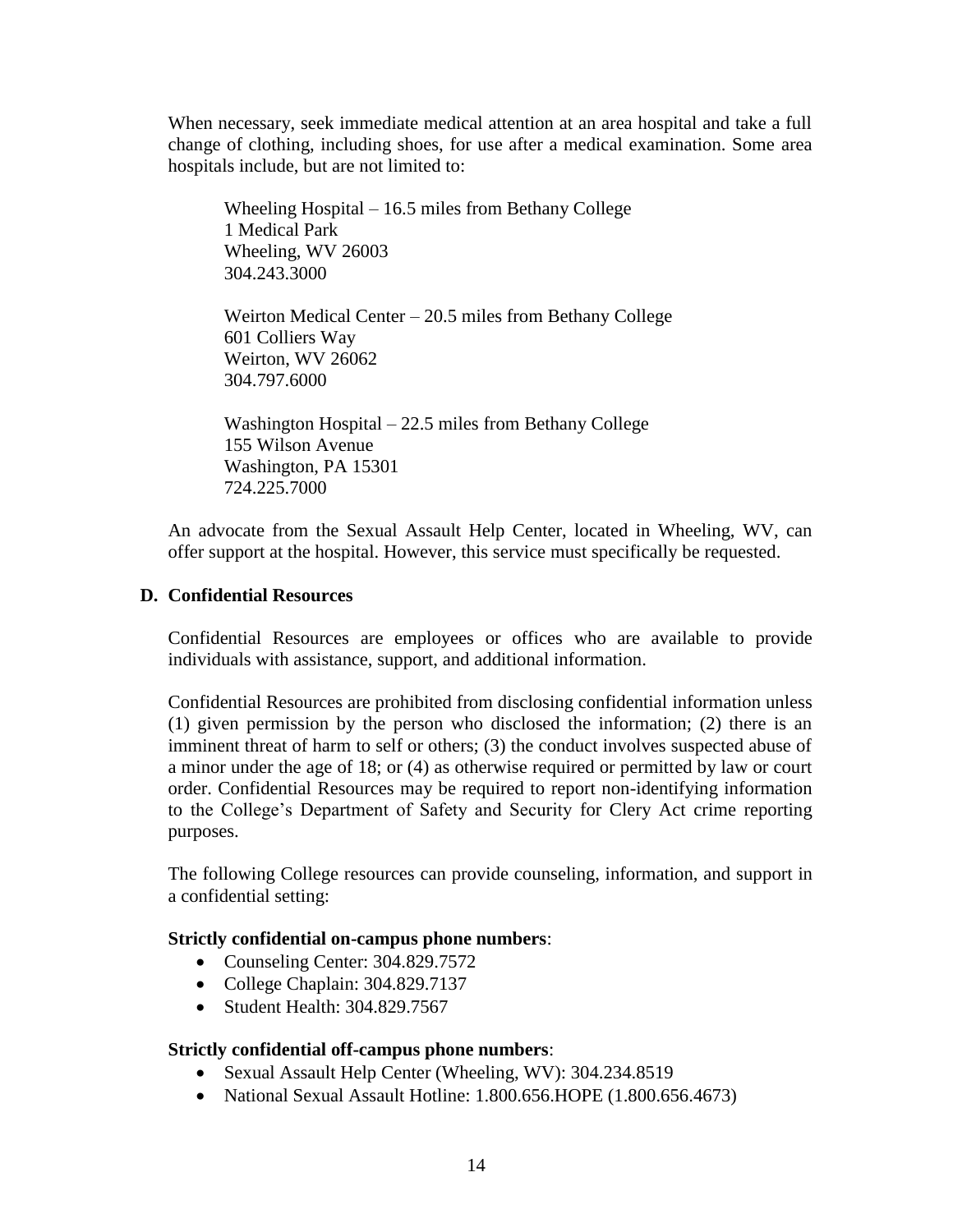When necessary, seek immediate medical attention at an area hospital and take a full change of clothing, including shoes, for use after a medical examination. Some area hospitals include, but are not limited to:

Wheeling Hospital – 16.5 miles from Bethany College
1 Medical Park
Wheeling, WV 26003
304.243.3000

Weirton Medical Center – 20.5 miles from Bethany College
601 Colliers Way
Weirton, WV 26062
304.797.6000

Washington Hospital – 22.5 miles from Bethany College
155 Wilson Avenue
Washington, PA 15301
724.225.7000

An advocate from the Sexual Assault Help Center, located in Wheeling, WV, can offer support at the hospital. However, this service must specifically be requested.

### D. Confidential Resources

Confidential Resources are employees or offices who are available to provide individuals with assistance, support, and additional information.

Confidential Resources are prohibited from disclosing confidential information unless (1) given permission by the person who disclosed the information; (2) there is an imminent threat of harm to self or others; (3) the conduct involves suspected abuse of a minor under the age of 18; or (4) as otherwise required or permitted by law or court order. Confidential Resources may be required to report non-identifying information to the College's Department of Safety and Security for Clery Act crime reporting purposes.

The following College resources can provide counseling, information, and support in a confidential setting:

**Strictly confidential on-campus phone numbers**:

- Counseling Center: 304.829.7572
- College Chaplain: 304.829.7137
- Student Health: 304.829.7567

**Strictly confidential off-campus phone numbers**:

- Sexual Assault Help Center (Wheeling, WV): 304.234.8519
- National Sexual Assault Hotline: 1.800.656.HOPE (1.800.656.4673)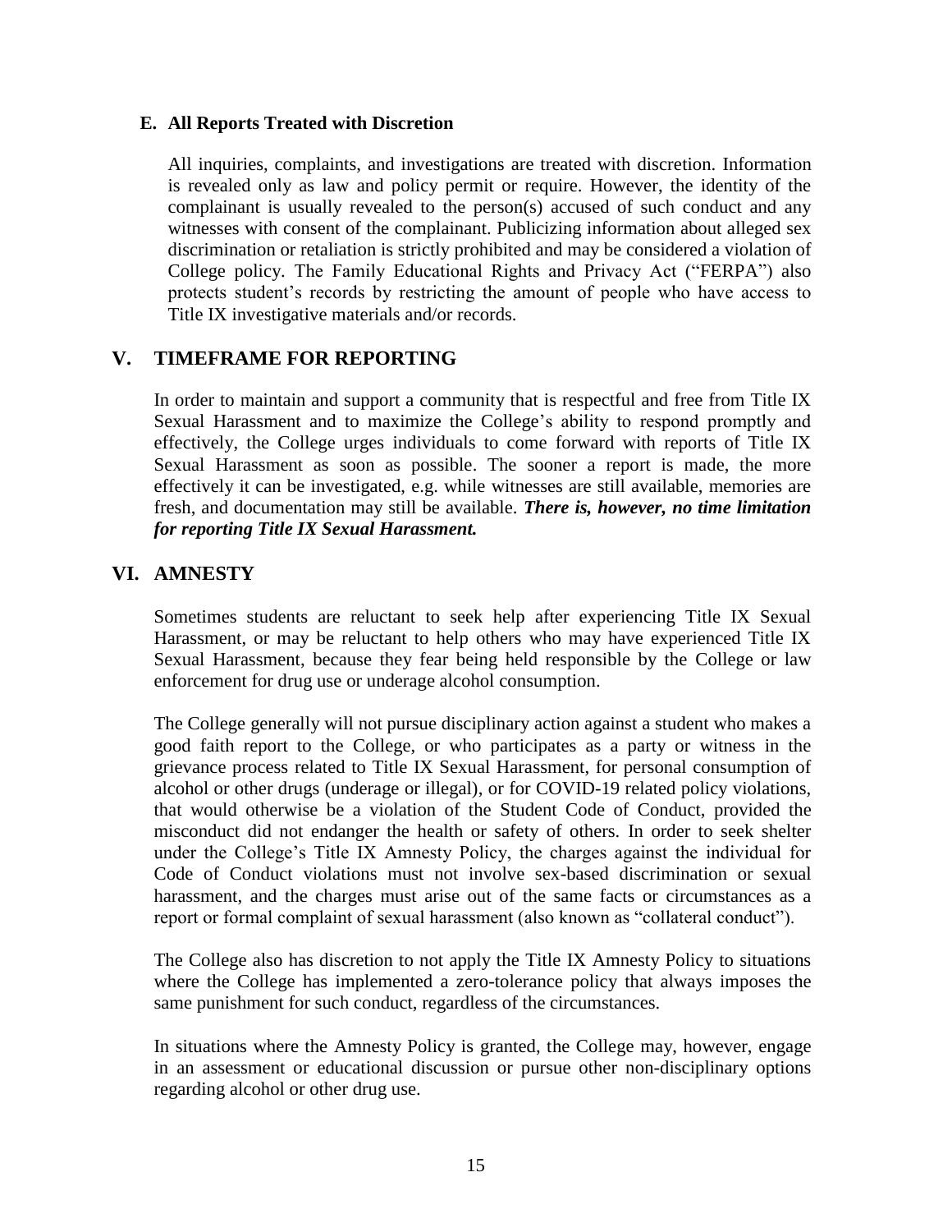### E. All Reports Treated with Discretion

All inquiries, complaints, and investigations are treated with discretion. Information is revealed only as law and policy permit or require. However, the identity of the complainant is usually revealed to the person(s) accused of such conduct and any witnesses with consent of the complainant. Publicizing information about alleged sex discrimination or retaliation is strictly prohibited and may be considered a violation of College policy. The Family Educational Rights and Privacy Act ("FERPA") also protects student's records by restricting the amount of people who have access to Title IX investigative materials and/or records.

## V. TIMEFRAME FOR REPORTING

In order to maintain and support a community that is respectful and free from Title IX Sexual Harassment and to maximize the College's ability to respond promptly and effectively, the College urges individuals to come forward with reports of Title IX Sexual Harassment as soon as possible. The sooner a report is made, the more effectively it can be investigated, e.g. while witnesses are still available, memories are fresh, and documentation may still be available. ***There is, however, no time limitation for reporting Title IX Sexual Harassment.***

## VI. AMNESTY

Sometimes students are reluctant to seek help after experiencing Title IX Sexual Harassment, or may be reluctant to help others who may have experienced Title IX Sexual Harassment, because they fear being held responsible by the College or law enforcement for drug use or underage alcohol consumption.

The College generally will not pursue disciplinary action against a student who makes a good faith report to the College, or who participates as a party or witness in the grievance process related to Title IX Sexual Harassment, for personal consumption of alcohol or other drugs (underage or illegal), or for COVID-19 related policy violations, that would otherwise be a violation of the Student Code of Conduct, provided the misconduct did not endanger the health or safety of others. In order to seek shelter under the College's Title IX Amnesty Policy, the charges against the individual for Code of Conduct violations must not involve sex-based discrimination or sexual harassment, and the charges must arise out of the same facts or circumstances as a report or formal complaint of sexual harassment (also known as "collateral conduct").

The College also has discretion to not apply the Title IX Amnesty Policy to situations where the College has implemented a zero-tolerance policy that always imposes the same punishment for such conduct, regardless of the circumstances.

In situations where the Amnesty Policy is granted, the College may, however, engage in an assessment or educational discussion or pursue other non-disciplinary options regarding alcohol or other drug use.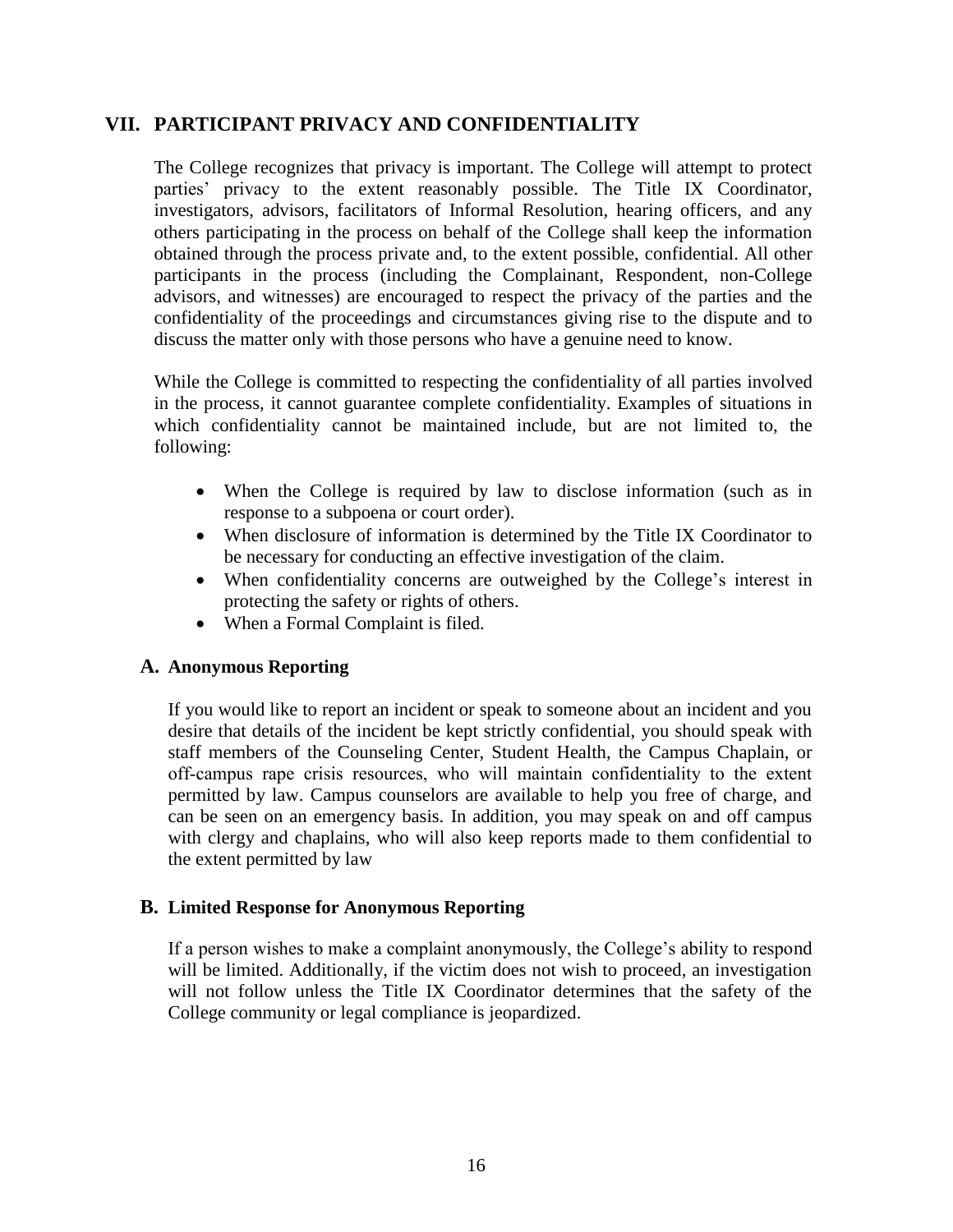## VII. PARTICIPANT PRIVACY AND CONFIDENTIALITY

The College recognizes that privacy is important. The College will attempt to protect parties' privacy to the extent reasonably possible. The Title IX Coordinator, investigators, advisors, facilitators of Informal Resolution, hearing officers, and any others participating in the process on behalf of the College shall keep the information obtained through the process private and, to the extent possible, confidential. All other participants in the process (including the Complainant, Respondent, non-College advisors, and witnesses) are encouraged to respect the privacy of the parties and the confidentiality of the proceedings and circumstances giving rise to the dispute and to discuss the matter only with those persons who have a genuine need to know.

While the College is committed to respecting the confidentiality of all parties involved in the process, it cannot guarantee complete confidentiality. Examples of situations in which confidentiality cannot be maintained include, but are not limited to, the following:

- When the College is required by law to disclose information (such as in response to a subpoena or court order).
- When disclosure of information is determined by the Title IX Coordinator to be necessary for conducting an effective investigation of the claim.
- When confidentiality concerns are outweighed by the College's interest in protecting the safety or rights of others.
- When a Formal Complaint is filed.

### A. Anonymous Reporting

If you would like to report an incident or speak to someone about an incident and you desire that details of the incident be kept strictly confidential, you should speak with staff members of the Counseling Center, Student Health, the Campus Chaplain, or off-campus rape crisis resources, who will maintain confidentiality to the extent permitted by law. Campus counselors are available to help you free of charge, and can be seen on an emergency basis. In addition, you may speak on and off campus with clergy and chaplains, who will also keep reports made to them confidential to the extent permitted by law

### B. Limited Response for Anonymous Reporting

If a person wishes to make a complaint anonymously, the College's ability to respond will be limited. Additionally, if the victim does not wish to proceed, an investigation will not follow unless the Title IX Coordinator determines that the safety of the College community or legal compliance is jeopardized.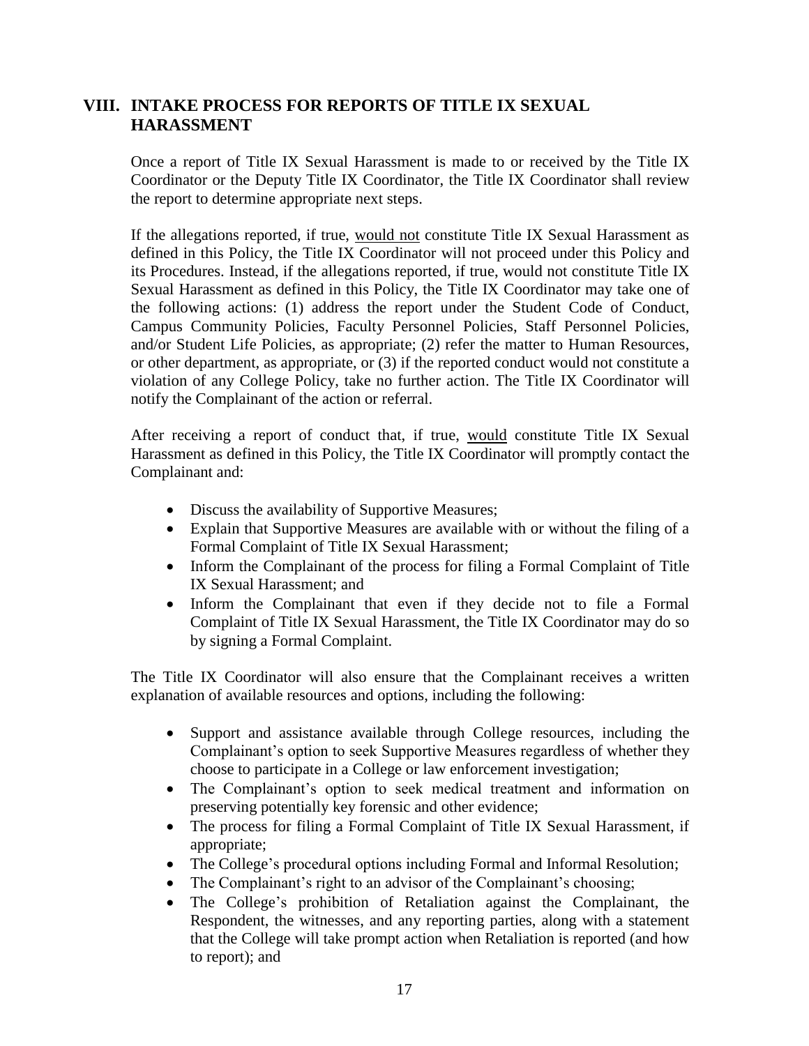## VIII. INTAKE PROCESS FOR REPORTS OF TITLE IX SEXUAL HARASSMENT

Once a report of Title IX Sexual Harassment is made to or received by the Title IX Coordinator or the Deputy Title IX Coordinator, the Title IX Coordinator shall review the report to determine appropriate next steps.

If the allegations reported, if true, <u>would not</u> constitute Title IX Sexual Harassment as defined in this Policy, the Title IX Coordinator will not proceed under this Policy and its Procedures. Instead, if the allegations reported, if true, would not constitute Title IX Sexual Harassment as defined in this Policy, the Title IX Coordinator may take one of the following actions: (1) address the report under the Student Code of Conduct, Campus Community Policies, Faculty Personnel Policies, Staff Personnel Policies, and/or Student Life Policies, as appropriate; (2) refer the matter to Human Resources, or other department, as appropriate, or (3) if the reported conduct would not constitute a violation of any College Policy, take no further action. The Title IX Coordinator will notify the Complainant of the action or referral.

After receiving a report of conduct that, if true, <u>would</u> constitute Title IX Sexual Harassment as defined in this Policy, the Title IX Coordinator will promptly contact the Complainant and:

- Discuss the availability of Supportive Measures;
- Explain that Supportive Measures are available with or without the filing of a Formal Complaint of Title IX Sexual Harassment;
- Inform the Complainant of the process for filing a Formal Complaint of Title IX Sexual Harassment; and
- Inform the Complainant that even if they decide not to file a Formal Complaint of Title IX Sexual Harassment, the Title IX Coordinator may do so by signing a Formal Complaint.

The Title IX Coordinator will also ensure that the Complainant receives a written explanation of available resources and options, including the following:

- Support and assistance available through College resources, including the Complainant's option to seek Supportive Measures regardless of whether they choose to participate in a College or law enforcement investigation;
- The Complainant's option to seek medical treatment and information on preserving potentially key forensic and other evidence;
- The process for filing a Formal Complaint of Title IX Sexual Harassment, if appropriate;
- The College's procedural options including Formal and Informal Resolution;
- The Complainant's right to an advisor of the Complainant's choosing;
- The College's prohibition of Retaliation against the Complainant, the Respondent, the witnesses, and any reporting parties, along with a statement that the College will take prompt action when Retaliation is reported (and how to report); and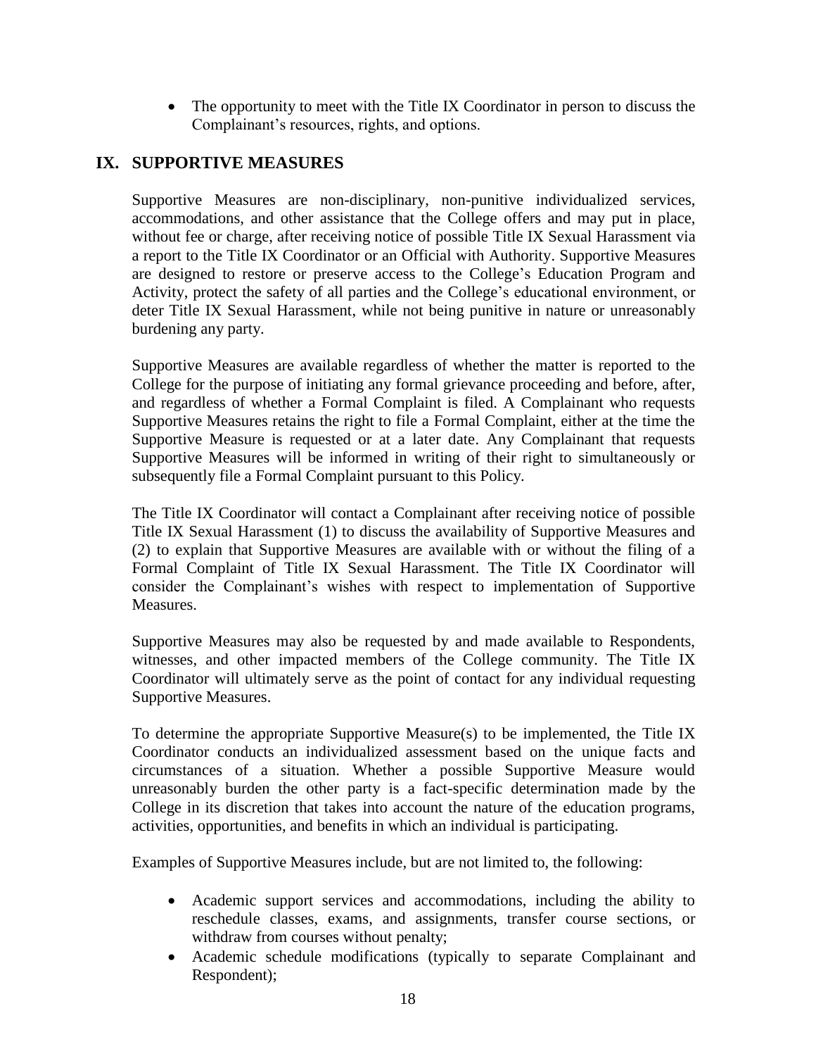- The opportunity to meet with the Title IX Coordinator in person to discuss the Complainant's resources, rights, and options.

## IX. SUPPORTIVE MEASURES

Supportive Measures are non-disciplinary, non-punitive individualized services, accommodations, and other assistance that the College offers and may put in place, without fee or charge, after receiving notice of possible Title IX Sexual Harassment via a report to the Title IX Coordinator or an Official with Authority. Supportive Measures are designed to restore or preserve access to the College's Education Program and Activity, protect the safety of all parties and the College's educational environment, or deter Title IX Sexual Harassment, while not being punitive in nature or unreasonably burdening any party.

Supportive Measures are available regardless of whether the matter is reported to the College for the purpose of initiating any formal grievance proceeding and before, after, and regardless of whether a Formal Complaint is filed. A Complainant who requests Supportive Measures retains the right to file a Formal Complaint, either at the time the Supportive Measure is requested or at a later date. Any Complainant that requests Supportive Measures will be informed in writing of their right to simultaneously or subsequently file a Formal Complaint pursuant to this Policy.

The Title IX Coordinator will contact a Complainant after receiving notice of possible Title IX Sexual Harassment (1) to discuss the availability of Supportive Measures and (2) to explain that Supportive Measures are available with or without the filing of a Formal Complaint of Title IX Sexual Harassment. The Title IX Coordinator will consider the Complainant's wishes with respect to implementation of Supportive Measures.

Supportive Measures may also be requested by and made available to Respondents, witnesses, and other impacted members of the College community. The Title IX Coordinator will ultimately serve as the point of contact for any individual requesting Supportive Measures.

To determine the appropriate Supportive Measure(s) to be implemented, the Title IX Coordinator conducts an individualized assessment based on the unique facts and circumstances of a situation. Whether a possible Supportive Measure would unreasonably burden the other party is a fact-specific determination made by the College in its discretion that takes into account the nature of the education programs, activities, opportunities, and benefits in which an individual is participating.

Examples of Supportive Measures include, but are not limited to, the following:

- Academic support services and accommodations, including the ability to reschedule classes, exams, and assignments, transfer course sections, or withdraw from courses without penalty;
- Academic schedule modifications (typically to separate Complainant and Respondent);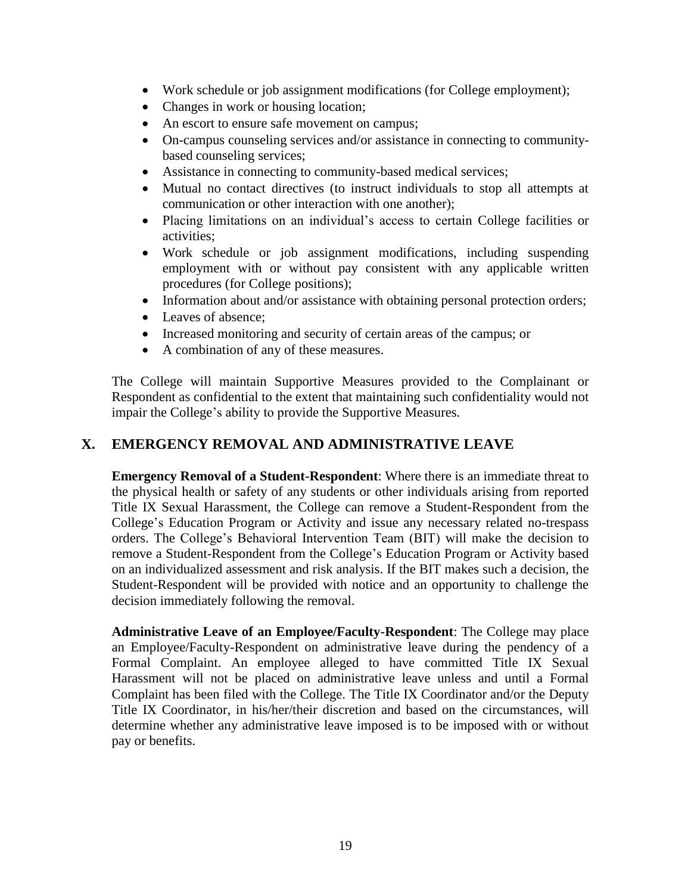- Work schedule or job assignment modifications (for College employment);
- Changes in work or housing location;
- An escort to ensure safe movement on campus;
- On-campus counseling services and/or assistance in connecting to community-based counseling services;
- Assistance in connecting to community-based medical services;
- Mutual no contact directives (to instruct individuals to stop all attempts at communication or other interaction with one another);
- Placing limitations on an individual's access to certain College facilities or activities;
- Work schedule or job assignment modifications, including suspending employment with or without pay consistent with any applicable written procedures (for College positions);
- Information about and/or assistance with obtaining personal protection orders;
- Leaves of absence;
- Increased monitoring and security of certain areas of the campus; or
- A combination of any of these measures.

The College will maintain Supportive Measures provided to the Complainant or Respondent as confidential to the extent that maintaining such confidentiality would not impair the College's ability to provide the Supportive Measures.

## X. EMERGENCY REMOVAL AND ADMINISTRATIVE LEAVE

**Emergency Removal of a Student-Respondent**: Where there is an immediate threat to the physical health or safety of any students or other individuals arising from reported Title IX Sexual Harassment, the College can remove a Student-Respondent from the College's Education Program or Activity and issue any necessary related no-trespass orders. The College's Behavioral Intervention Team (BIT) will make the decision to remove a Student-Respondent from the College's Education Program or Activity based on an individualized assessment and risk analysis. If the BIT makes such a decision, the Student-Respondent will be provided with notice and an opportunity to challenge the decision immediately following the removal.

**Administrative Leave of an Employee/Faculty-Respondent**: The College may place an Employee/Faculty-Respondent on administrative leave during the pendency of a Formal Complaint. An employee alleged to have committed Title IX Sexual Harassment will not be placed on administrative leave unless and until a Formal Complaint has been filed with the College. The Title IX Coordinator and/or the Deputy Title IX Coordinator, in his/her/their discretion and based on the circumstances, will determine whether any administrative leave imposed is to be imposed with or without pay or benefits.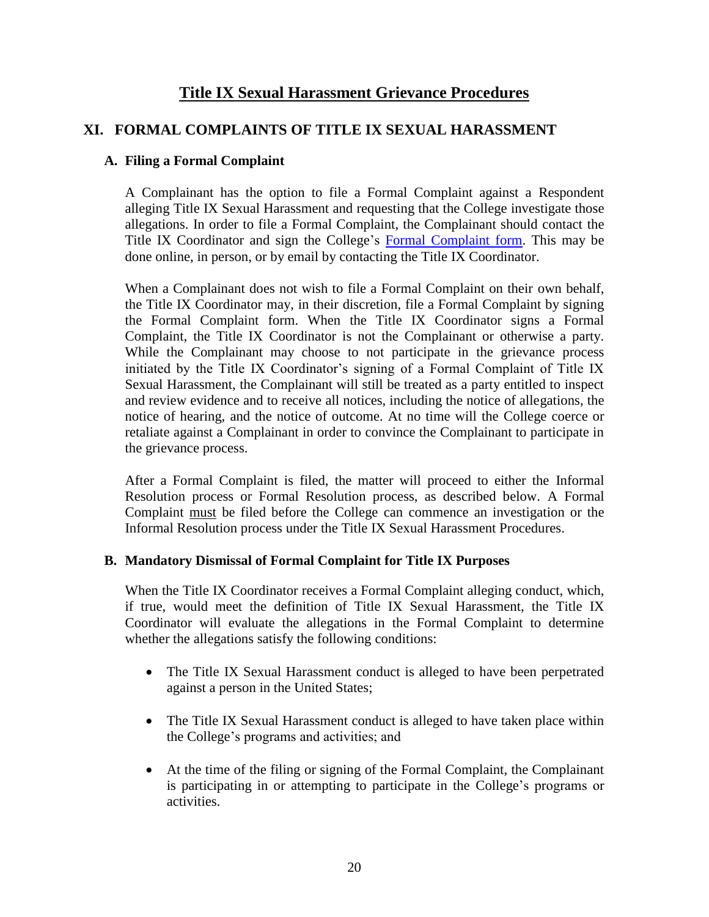# Title IX Sexual Harassment Grievance Procedures

## XI. FORMAL COMPLAINTS OF TITLE IX SEXUAL HARASSMENT

### A. Filing a Formal Complaint

A Complainant has the option to file a Formal Complaint against a Respondent alleging Title IX Sexual Harassment and requesting that the College investigate those allegations. In order to file a Formal Complaint, the Complainant should contact the Title IX Coordinator and sign the College's Formal Complaint form. This may be done online, in person, or by email by contacting the Title IX Coordinator.

When a Complainant does not wish to file a Formal Complaint on their own behalf, the Title IX Coordinator may, in their discretion, file a Formal Complaint by signing the Formal Complaint form. When the Title IX Coordinator signs a Formal Complaint, the Title IX Coordinator is not the Complainant or otherwise a party. While the Complainant may choose to not participate in the grievance process initiated by the Title IX Coordinator's signing of a Formal Complaint of Title IX Sexual Harassment, the Complainant will still be treated as a party entitled to inspect and review evidence and to receive all notices, including the notice of allegations, the notice of hearing, and the notice of outcome. At no time will the College coerce or retaliate against a Complainant in order to convince the Complainant to participate in the grievance process.

After a Formal Complaint is filed, the matter will proceed to either the Informal Resolution process or Formal Resolution process, as described below. A Formal Complaint must be filed before the College can commence an investigation or the Informal Resolution process under the Title IX Sexual Harassment Procedures.

### B. Mandatory Dismissal of Formal Complaint for Title IX Purposes

When the Title IX Coordinator receives a Formal Complaint alleging conduct, which, if true, would meet the definition of Title IX Sexual Harassment, the Title IX Coordinator will evaluate the allegations in the Formal Complaint to determine whether the allegations satisfy the following conditions:

- The Title IX Sexual Harassment conduct is alleged to have been perpetrated against a person in the United States;
- The Title IX Sexual Harassment conduct is alleged to have taken place within the College's programs and activities; and
- At the time of the filing or signing of the Formal Complaint, the Complainant is participating in or attempting to participate in the College's programs or activities.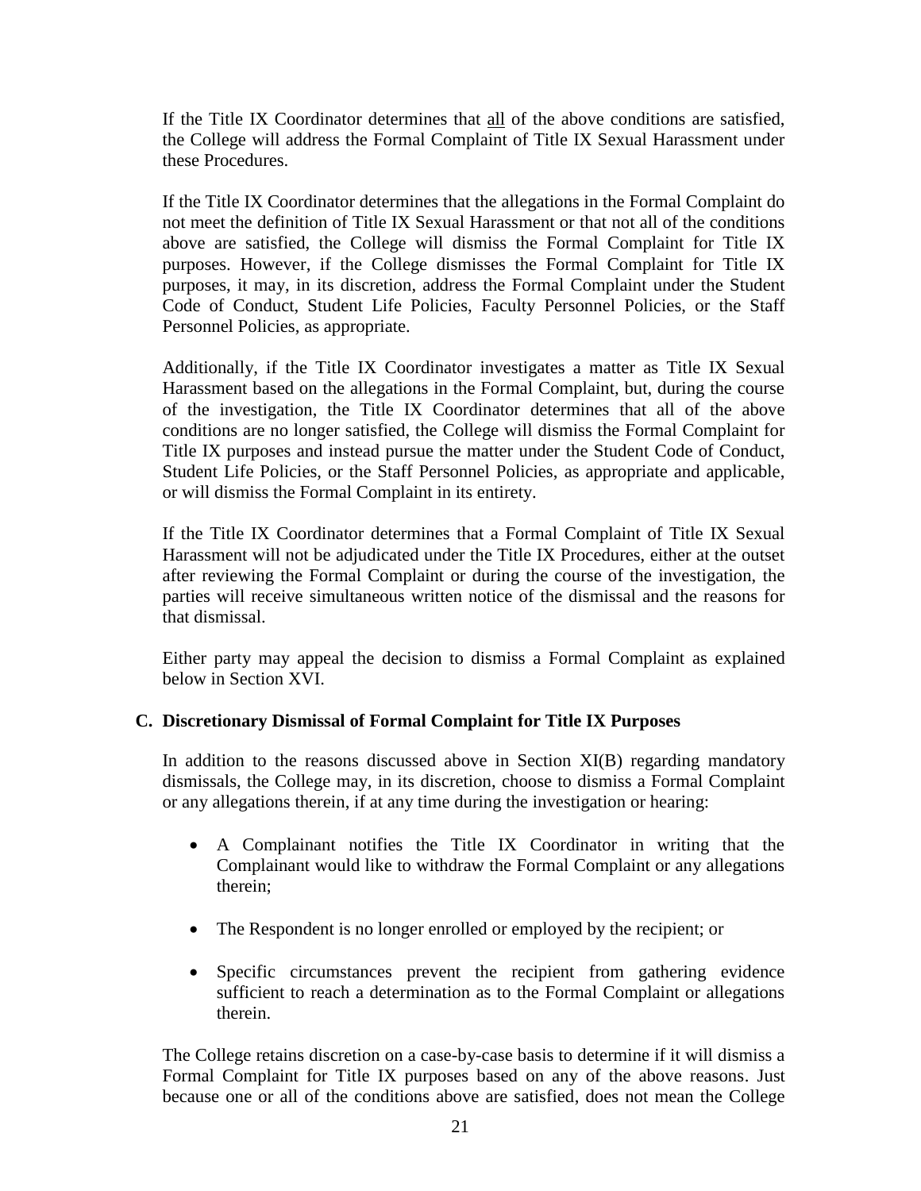If the Title IX Coordinator determines that all of the above conditions are satisfied, the College will address the Formal Complaint of Title IX Sexual Harassment under these Procedures.

If the Title IX Coordinator determines that the allegations in the Formal Complaint do not meet the definition of Title IX Sexual Harassment or that not all of the conditions above are satisfied, the College will dismiss the Formal Complaint for Title IX purposes. However, if the College dismisses the Formal Complaint for Title IX purposes, it may, in its discretion, address the Formal Complaint under the Student Code of Conduct, Student Life Policies, Faculty Personnel Policies, or the Staff Personnel Policies, as appropriate.

Additionally, if the Title IX Coordinator investigates a matter as Title IX Sexual Harassment based on the allegations in the Formal Complaint, but, during the course of the investigation, the Title IX Coordinator determines that all of the above conditions are no longer satisfied, the College will dismiss the Formal Complaint for Title IX purposes and instead pursue the matter under the Student Code of Conduct, Student Life Policies, or the Staff Personnel Policies, as appropriate and applicable, or will dismiss the Formal Complaint in its entirety.

If the Title IX Coordinator determines that a Formal Complaint of Title IX Sexual Harassment will not be adjudicated under the Title IX Procedures, either at the outset after reviewing the Formal Complaint or during the course of the investigation, the parties will receive simultaneous written notice of the dismissal and the reasons for that dismissal.

Either party may appeal the decision to dismiss a Formal Complaint as explained below in Section XVI.

### C. Discretionary Dismissal of Formal Complaint for Title IX Purposes

In addition to the reasons discussed above in Section XI(B) regarding mandatory dismissals, the College may, in its discretion, choose to dismiss a Formal Complaint or any allegations therein, if at any time during the investigation or hearing:

- A Complainant notifies the Title IX Coordinator in writing that the Complainant would like to withdraw the Formal Complaint or any allegations therein;
- The Respondent is no longer enrolled or employed by the recipient; or
- Specific circumstances prevent the recipient from gathering evidence sufficient to reach a determination as to the Formal Complaint or allegations therein.

The College retains discretion on a case-by-case basis to determine if it will dismiss a Formal Complaint for Title IX purposes based on any of the above reasons. Just because one or all of the conditions above are satisfied, does not mean the College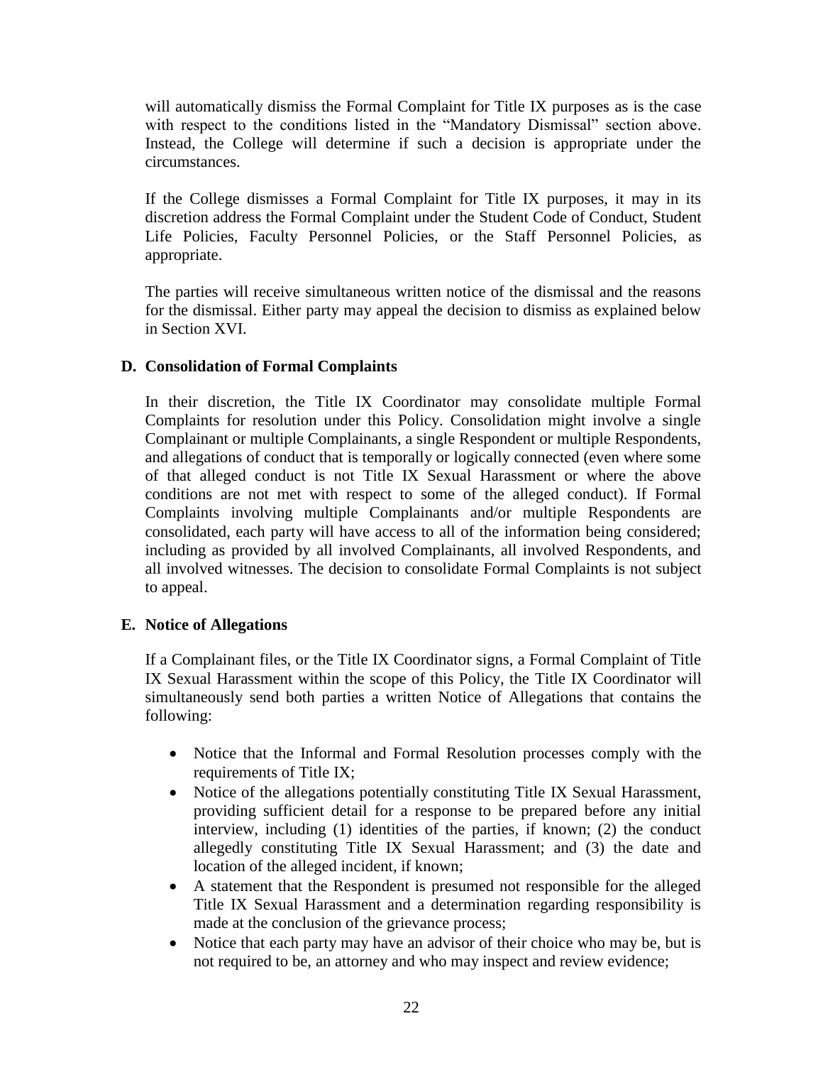will automatically dismiss the Formal Complaint for Title IX purposes as is the case with respect to the conditions listed in the "Mandatory Dismissal" section above. Instead, the College will determine if such a decision is appropriate under the circumstances.

If the College dismisses a Formal Complaint for Title IX purposes, it may in its discretion address the Formal Complaint under the Student Code of Conduct, Student Life Policies, Faculty Personnel Policies, or the Staff Personnel Policies, as appropriate.

The parties will receive simultaneous written notice of the dismissal and the reasons for the dismissal. Either party may appeal the decision to dismiss as explained below in Section XVI.

### D. Consolidation of Formal Complaints

In their discretion, the Title IX Coordinator may consolidate multiple Formal Complaints for resolution under this Policy. Consolidation might involve a single Complainant or multiple Complainants, a single Respondent or multiple Respondents, and allegations of conduct that is temporally or logically connected (even where some of that alleged conduct is not Title IX Sexual Harassment or where the above conditions are not met with respect to some of the alleged conduct). If Formal Complaints involving multiple Complainants and/or multiple Respondents are consolidated, each party will have access to all of the information being considered; including as provided by all involved Complainants, all involved Respondents, and all involved witnesses. The decision to consolidate Formal Complaints is not subject to appeal.

### E. Notice of Allegations

If a Complainant files, or the Title IX Coordinator signs, a Formal Complaint of Title IX Sexual Harassment within the scope of this Policy, the Title IX Coordinator will simultaneously send both parties a written Notice of Allegations that contains the following:

- Notice that the Informal and Formal Resolution processes comply with the requirements of Title IX;
- Notice of the allegations potentially constituting Title IX Sexual Harassment, providing sufficient detail for a response to be prepared before any initial interview, including (1) identities of the parties, if known; (2) the conduct allegedly constituting Title IX Sexual Harassment; and (3) the date and location of the alleged incident, if known;
- A statement that the Respondent is presumed not responsible for the alleged Title IX Sexual Harassment and a determination regarding responsibility is made at the conclusion of the grievance process;
- Notice that each party may have an advisor of their choice who may be, but is not required to be, an attorney and who may inspect and review evidence;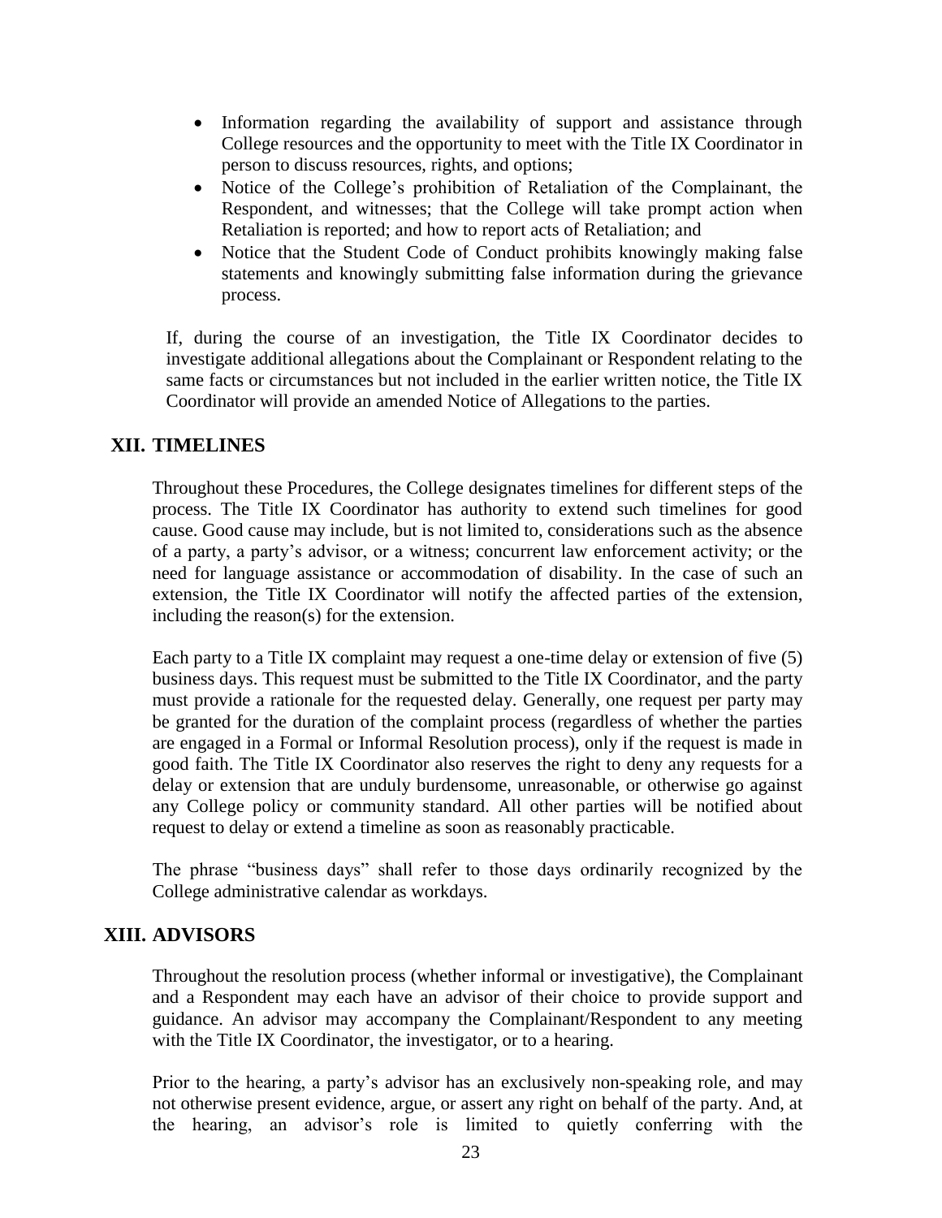- Information regarding the availability of support and assistance through College resources and the opportunity to meet with the Title IX Coordinator in person to discuss resources, rights, and options;
- Notice of the College's prohibition of Retaliation of the Complainant, the Respondent, and witnesses; that the College will take prompt action when Retaliation is reported; and how to report acts of Retaliation; and
- Notice that the Student Code of Conduct prohibits knowingly making false statements and knowingly submitting false information during the grievance process.

If, during the course of an investigation, the Title IX Coordinator decides to investigate additional allegations about the Complainant or Respondent relating to the same facts or circumstances but not included in the earlier written notice, the Title IX Coordinator will provide an amended Notice of Allegations to the parties.

## XII. TIMELINES

Throughout these Procedures, the College designates timelines for different steps of the process. The Title IX Coordinator has authority to extend such timelines for good cause. Good cause may include, but is not limited to, considerations such as the absence of a party, a party's advisor, or a witness; concurrent law enforcement activity; or the need for language assistance or accommodation of disability. In the case of such an extension, the Title IX Coordinator will notify the affected parties of the extension, including the reason(s) for the extension.

Each party to a Title IX complaint may request a one-time delay or extension of five (5) business days. This request must be submitted to the Title IX Coordinator, and the party must provide a rationale for the requested delay. Generally, one request per party may be granted for the duration of the complaint process (regardless of whether the parties are engaged in a Formal or Informal Resolution process), only if the request is made in good faith. The Title IX Coordinator also reserves the right to deny any requests for a delay or extension that are unduly burdensome, unreasonable, or otherwise go against any College policy or community standard. All other parties will be notified about request to delay or extend a timeline as soon as reasonably practicable.

The phrase "business days" shall refer to those days ordinarily recognized by the College administrative calendar as workdays.

## XIII. ADVISORS

Throughout the resolution process (whether informal or investigative), the Complainant and a Respondent may each have an advisor of their choice to provide support and guidance. An advisor may accompany the Complainant/Respondent to any meeting with the Title IX Coordinator, the investigator, or to a hearing.

Prior to the hearing, a party's advisor has an exclusively non-speaking role, and may not otherwise present evidence, argue, or assert any right on behalf of the party. And, at the hearing, an advisor's role is limited to quietly conferring with the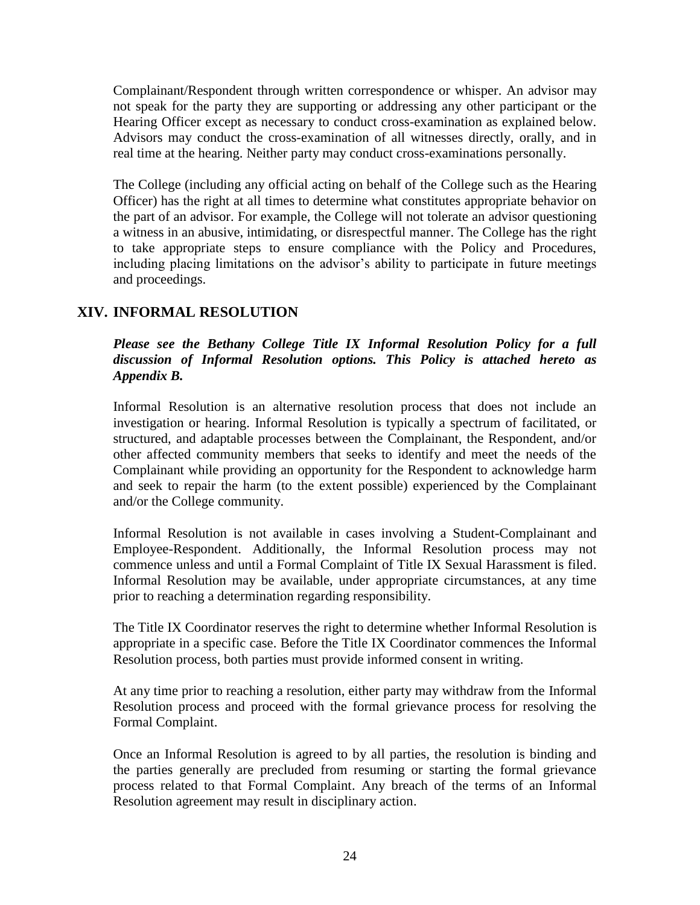Complainant/Respondent through written correspondence or whisper. An advisor may not speak for the party they are supporting or addressing any other participant or the Hearing Officer except as necessary to conduct cross-examination as explained below. Advisors may conduct the cross-examination of all witnesses directly, orally, and in real time at the hearing. Neither party may conduct cross-examinations personally.

The College (including any official acting on behalf of the College such as the Hearing Officer) has the right at all times to determine what constitutes appropriate behavior on the part of an advisor. For example, the College will not tolerate an advisor questioning a witness in an abusive, intimidating, or disrespectful manner. The College has the right to take appropriate steps to ensure compliance with the Policy and Procedures, including placing limitations on the advisor's ability to participate in future meetings and proceedings.

## XIV. INFORMAL RESOLUTION

***Please see the Bethany College Title IX Informal Resolution Policy for a full discussion of Informal Resolution options. This Policy is attached hereto as Appendix B.***

Informal Resolution is an alternative resolution process that does not include an investigation or hearing. Informal Resolution is typically a spectrum of facilitated, or structured, and adaptable processes between the Complainant, the Respondent, and/or other affected community members that seeks to identify and meet the needs of the Complainant while providing an opportunity for the Respondent to acknowledge harm and seek to repair the harm (to the extent possible) experienced by the Complainant and/or the College community.

Informal Resolution is not available in cases involving a Student-Complainant and Employee-Respondent. Additionally, the Informal Resolution process may not commence unless and until a Formal Complaint of Title IX Sexual Harassment is filed. Informal Resolution may be available, under appropriate circumstances, at any time prior to reaching a determination regarding responsibility.

The Title IX Coordinator reserves the right to determine whether Informal Resolution is appropriate in a specific case. Before the Title IX Coordinator commences the Informal Resolution process, both parties must provide informed consent in writing.

At any time prior to reaching a resolution, either party may withdraw from the Informal Resolution process and proceed with the formal grievance process for resolving the Formal Complaint.

Once an Informal Resolution is agreed to by all parties, the resolution is binding and the parties generally are precluded from resuming or starting the formal grievance process related to that Formal Complaint. Any breach of the terms of an Informal Resolution agreement may result in disciplinary action.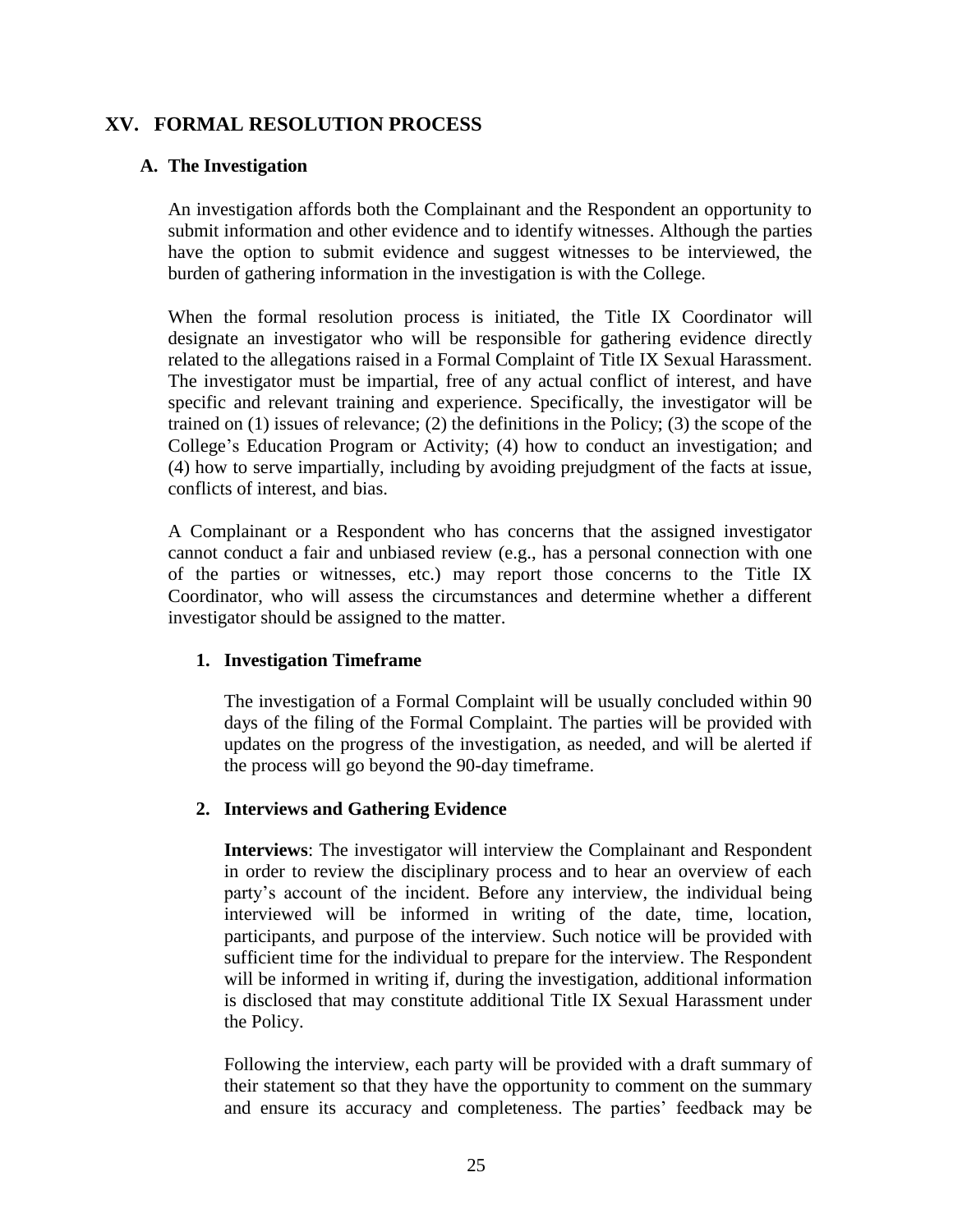## XV. FORMAL RESOLUTION PROCESS

### A. The Investigation

An investigation affords both the Complainant and the Respondent an opportunity to submit information and other evidence and to identify witnesses. Although the parties have the option to submit evidence and suggest witnesses to be interviewed, the burden of gathering information in the investigation is with the College.

When the formal resolution process is initiated, the Title IX Coordinator will designate an investigator who will be responsible for gathering evidence directly related to the allegations raised in a Formal Complaint of Title IX Sexual Harassment. The investigator must be impartial, free of any actual conflict of interest, and have specific and relevant training and experience. Specifically, the investigator will be trained on (1) issues of relevance; (2) the definitions in the Policy; (3) the scope of the College's Education Program or Activity; (4) how to conduct an investigation; and (4) how to serve impartially, including by avoiding prejudgment of the facts at issue, conflicts of interest, and bias.

A Complainant or a Respondent who has concerns that the assigned investigator cannot conduct a fair and unbiased review (e.g., has a personal connection with one of the parties or witnesses, etc.) may report those concerns to the Title IX Coordinator, who will assess the circumstances and determine whether a different investigator should be assigned to the matter.

#### 1. Investigation Timeframe

The investigation of a Formal Complaint will be usually concluded within 90 days of the filing of the Formal Complaint. The parties will be provided with updates on the progress of the investigation, as needed, and will be alerted if the process will go beyond the 90-day timeframe.

#### 2. Interviews and Gathering Evidence

**Interviews**: The investigator will interview the Complainant and Respondent in order to review the disciplinary process and to hear an overview of each party's account of the incident. Before any interview, the individual being interviewed will be informed in writing of the date, time, location, participants, and purpose of the interview. Such notice will be provided with sufficient time for the individual to prepare for the interview. The Respondent will be informed in writing if, during the investigation, additional information is disclosed that may constitute additional Title IX Sexual Harassment under the Policy.

Following the interview, each party will be provided with a draft summary of their statement so that they have the opportunity to comment on the summary and ensure its accuracy and completeness. The parties' feedback may be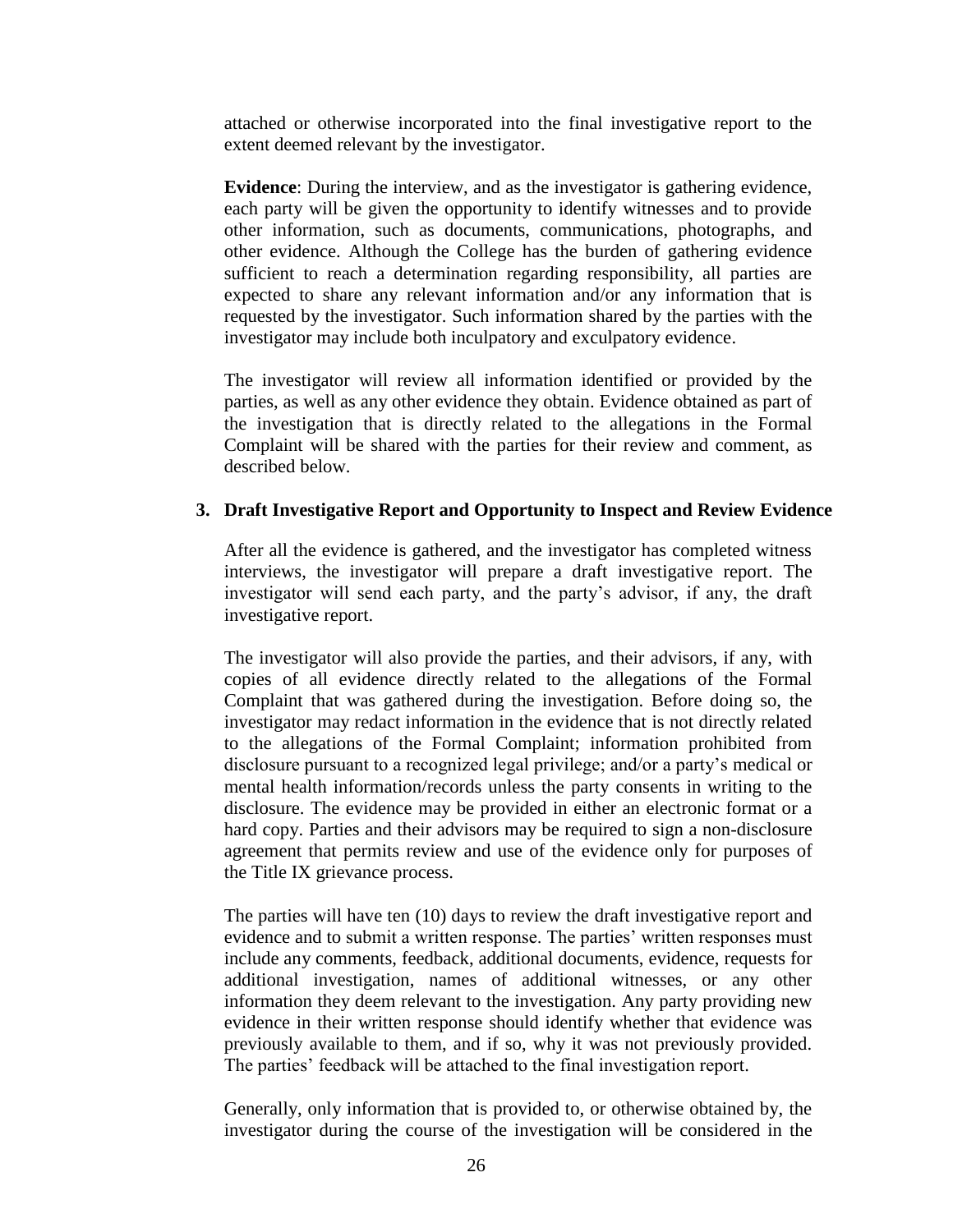attached or otherwise incorporated into the final investigative report to the extent deemed relevant by the investigator.

**Evidence**: During the interview, and as the investigator is gathering evidence, each party will be given the opportunity to identify witnesses and to provide other information, such as documents, communications, photographs, and other evidence. Although the College has the burden of gathering evidence sufficient to reach a determination regarding responsibility, all parties are expected to share any relevant information and/or any information that is requested by the investigator. Such information shared by the parties with the investigator may include both inculpatory and exculpatory evidence.

The investigator will review all information identified or provided by the parties, as well as any other evidence they obtain. Evidence obtained as part of the investigation that is directly related to the allegations in the Formal Complaint will be shared with the parties for their review and comment, as described below.

**3. Draft Investigative Report and Opportunity to Inspect and Review Evidence**

After all the evidence is gathered, and the investigator has completed witness interviews, the investigator will prepare a draft investigative report. The investigator will send each party, and the party's advisor, if any, the draft investigative report.

The investigator will also provide the parties, and their advisors, if any, with copies of all evidence directly related to the allegations of the Formal Complaint that was gathered during the investigation. Before doing so, the investigator may redact information in the evidence that is not directly related to the allegations of the Formal Complaint; information prohibited from disclosure pursuant to a recognized legal privilege; and/or a party's medical or mental health information/records unless the party consents in writing to the disclosure. The evidence may be provided in either an electronic format or a hard copy. Parties and their advisors may be required to sign a non-disclosure agreement that permits review and use of the evidence only for purposes of the Title IX grievance process.

The parties will have ten (10) days to review the draft investigative report and evidence and to submit a written response. The parties' written responses must include any comments, feedback, additional documents, evidence, requests for additional investigation, names of additional witnesses, or any other information they deem relevant to the investigation. Any party providing new evidence in their written response should identify whether that evidence was previously available to them, and if so, why it was not previously provided. The parties' feedback will be attached to the final investigation report.

Generally, only information that is provided to, or otherwise obtained by, the investigator during the course of the investigation will be considered in the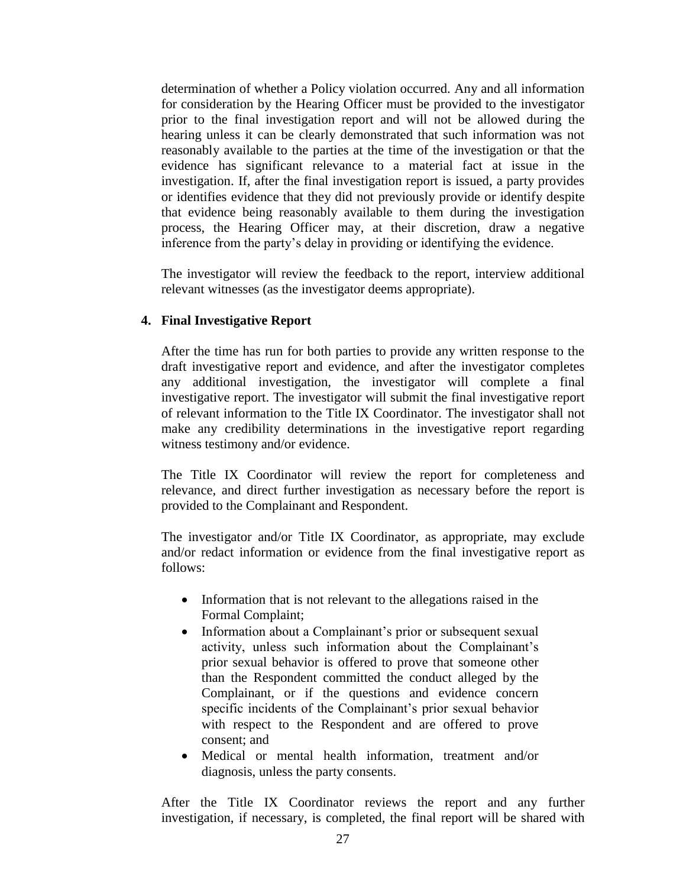determination of whether a Policy violation occurred. Any and all information for consideration by the Hearing Officer must be provided to the investigator prior to the final investigation report and will not be allowed during the hearing unless it can be clearly demonstrated that such information was not reasonably available to the parties at the time of the investigation or that the evidence has significant relevance to a material fact at issue in the investigation. If, after the final investigation report is issued, a party provides or identifies evidence that they did not previously provide or identify despite that evidence being reasonably available to them during the investigation process, the Hearing Officer may, at their discretion, draw a negative inference from the party's delay in providing or identifying the evidence.

The investigator will review the feedback to the report, interview additional relevant witnesses (as the investigator deems appropriate).

**4. Final Investigative Report**

After the time has run for both parties to provide any written response to the draft investigative report and evidence, and after the investigator completes any additional investigation, the investigator will complete a final investigative report. The investigator will submit the final investigative report of relevant information to the Title IX Coordinator. The investigator shall not make any credibility determinations in the investigative report regarding witness testimony and/or evidence.

The Title IX Coordinator will review the report for completeness and relevance, and direct further investigation as necessary before the report is provided to the Complainant and Respondent.

The investigator and/or Title IX Coordinator, as appropriate, may exclude and/or redact information or evidence from the final investigative report as follows:

- Information that is not relevant to the allegations raised in the Formal Complaint;
- Information about a Complainant's prior or subsequent sexual activity, unless such information about the Complainant's prior sexual behavior is offered to prove that someone other than the Respondent committed the conduct alleged by the Complainant, or if the questions and evidence concern specific incidents of the Complainant's prior sexual behavior with respect to the Respondent and are offered to prove consent; and
- Medical or mental health information, treatment and/or diagnosis, unless the party consents.

After the Title IX Coordinator reviews the report and any further investigation, if necessary, is completed, the final report will be shared with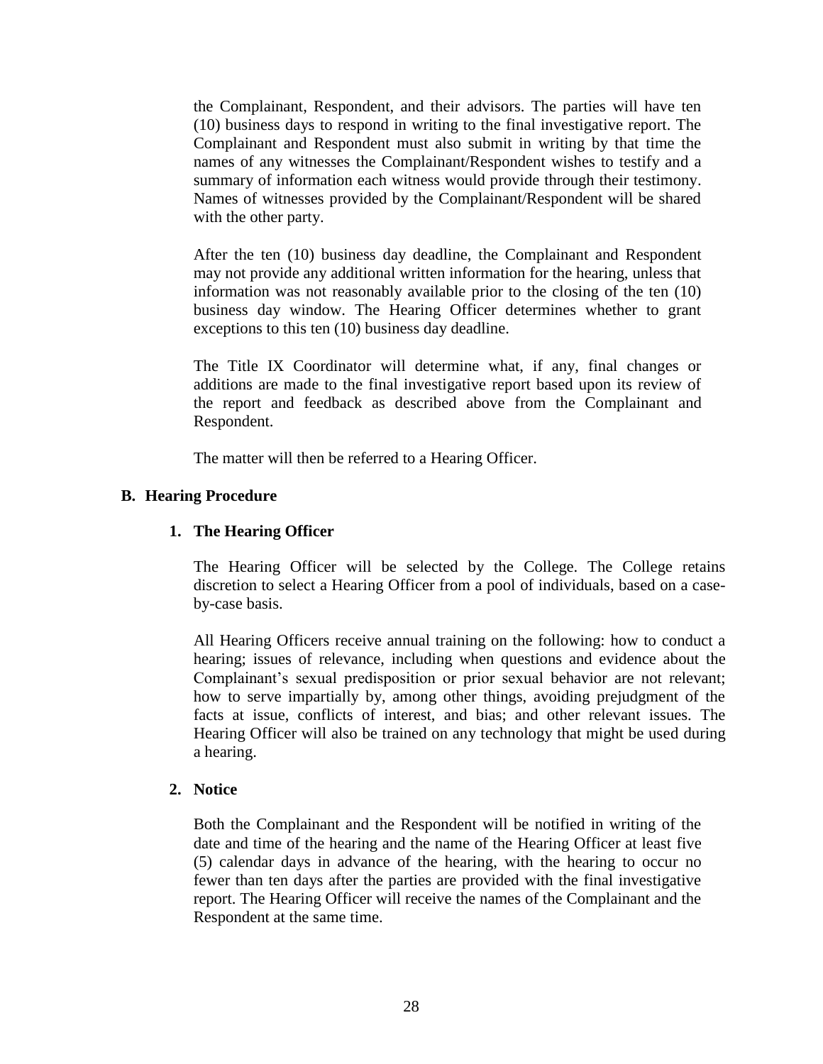the Complainant, Respondent, and their advisors. The parties will have ten (10) business days to respond in writing to the final investigative report. The Complainant and Respondent must also submit in writing by that time the names of any witnesses the Complainant/Respondent wishes to testify and a summary of information each witness would provide through their testimony. Names of witnesses provided by the Complainant/Respondent will be shared with the other party.

After the ten (10) business day deadline, the Complainant and Respondent may not provide any additional written information for the hearing, unless that information was not reasonably available prior to the closing of the ten (10) business day window. The Hearing Officer determines whether to grant exceptions to this ten (10) business day deadline.

The Title IX Coordinator will determine what, if any, final changes or additions are made to the final investigative report based upon its review of the report and feedback as described above from the Complainant and Respondent.

The matter will then be referred to a Hearing Officer.

## B. Hearing Procedure

### 1. The Hearing Officer

The Hearing Officer will be selected by the College. The College retains discretion to select a Hearing Officer from a pool of individuals, based on a case-by-case basis.

All Hearing Officers receive annual training on the following: how to conduct a hearing; issues of relevance, including when questions and evidence about the Complainant's sexual predisposition or prior sexual behavior are not relevant; how to serve impartially by, among other things, avoiding prejudgment of the facts at issue, conflicts of interest, and bias; and other relevant issues. The Hearing Officer will also be trained on any technology that might be used during a hearing.

### 2. Notice

Both the Complainant and the Respondent will be notified in writing of the date and time of the hearing and the name of the Hearing Officer at least five (5) calendar days in advance of the hearing, with the hearing to occur no fewer than ten days after the parties are provided with the final investigative report. The Hearing Officer will receive the names of the Complainant and the Respondent at the same time.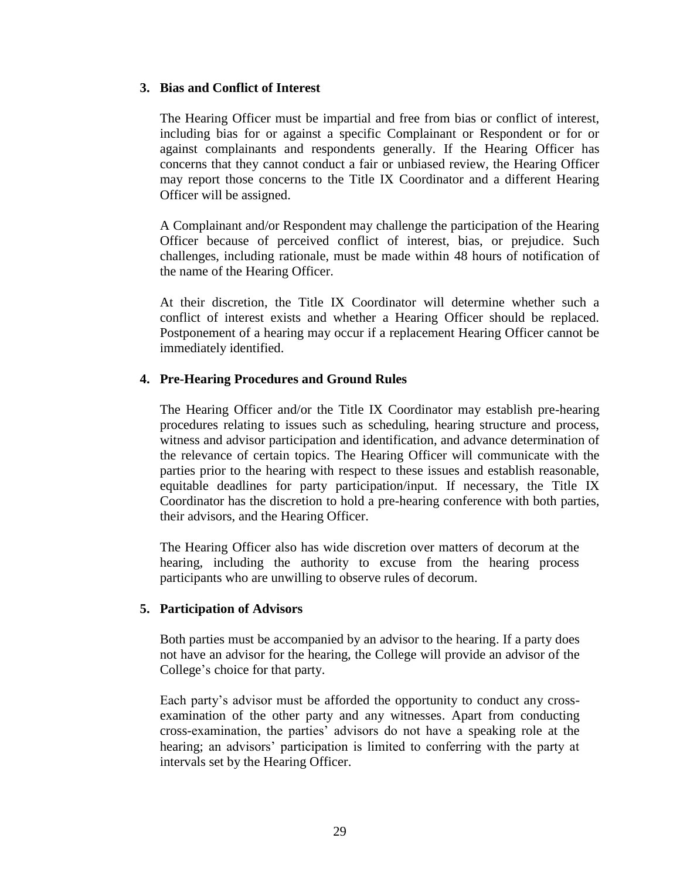### 3. Bias and Conflict of Interest

The Hearing Officer must be impartial and free from bias or conflict of interest, including bias for or against a specific Complainant or Respondent or for or against complainants and respondents generally. If the Hearing Officer has concerns that they cannot conduct a fair or unbiased review, the Hearing Officer may report those concerns to the Title IX Coordinator and a different Hearing Officer will be assigned.

A Complainant and/or Respondent may challenge the participation of the Hearing Officer because of perceived conflict of interest, bias, or prejudice. Such challenges, including rationale, must be made within 48 hours of notification of the name of the Hearing Officer.

At their discretion, the Title IX Coordinator will determine whether such a conflict of interest exists and whether a Hearing Officer should be replaced. Postponement of a hearing may occur if a replacement Hearing Officer cannot be immediately identified.

### 4. Pre-Hearing Procedures and Ground Rules

The Hearing Officer and/or the Title IX Coordinator may establish pre-hearing procedures relating to issues such as scheduling, hearing structure and process, witness and advisor participation and identification, and advance determination of the relevance of certain topics. The Hearing Officer will communicate with the parties prior to the hearing with respect to these issues and establish reasonable, equitable deadlines for party participation/input. If necessary, the Title IX Coordinator has the discretion to hold a pre-hearing conference with both parties, their advisors, and the Hearing Officer.

The Hearing Officer also has wide discretion over matters of decorum at the hearing, including the authority to excuse from the hearing process participants who are unwilling to observe rules of decorum.

### 5. Participation of Advisors

Both parties must be accompanied by an advisor to the hearing. If a party does not have an advisor for the hearing, the College will provide an advisor of the College's choice for that party.

Each party's advisor must be afforded the opportunity to conduct any cross-examination of the other party and any witnesses. Apart from conducting cross-examination, the parties' advisors do not have a speaking role at the hearing; an advisors' participation is limited to conferring with the party at intervals set by the Hearing Officer.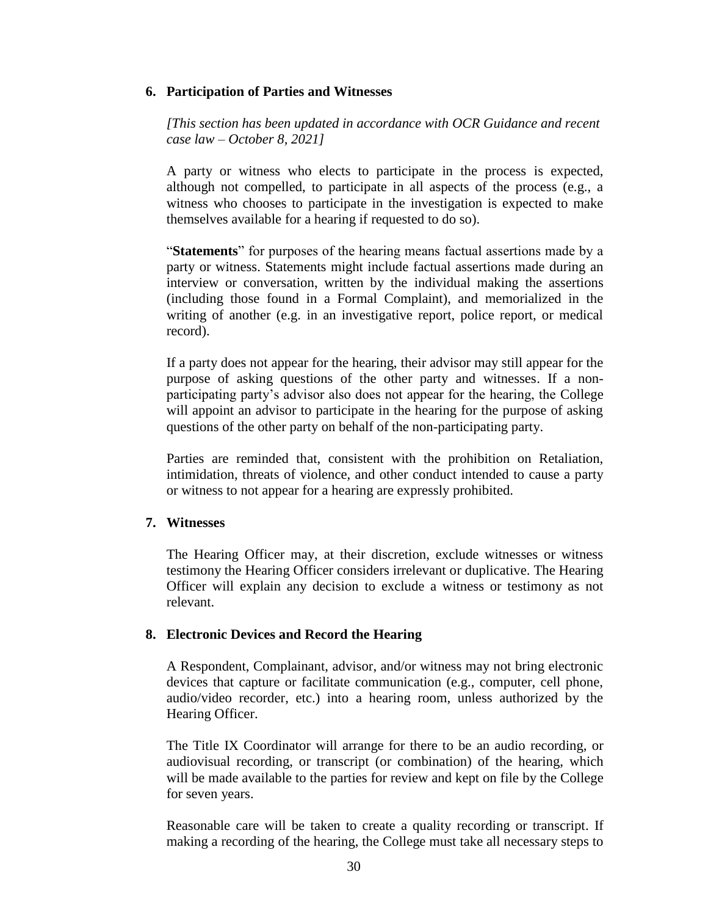### 6. Participation of Parties and Witnesses

*[This section has been updated in accordance with OCR Guidance and recent case law – October 8, 2021]*

A party or witness who elects to participate in the process is expected, although not compelled, to participate in all aspects of the process (e.g., a witness who chooses to participate in the investigation is expected to make themselves available for a hearing if requested to do so).

"**Statements**" for purposes of the hearing means factual assertions made by a party or witness. Statements might include factual assertions made during an interview or conversation, written by the individual making the assertions (including those found in a Formal Complaint), and memorialized in the writing of another (e.g. in an investigative report, police report, or medical record).

If a party does not appear for the hearing, their advisor may still appear for the purpose of asking questions of the other party and witnesses. If a non-participating party's advisor also does not appear for the hearing, the College will appoint an advisor to participate in the hearing for the purpose of asking questions of the other party on behalf of the non-participating party.

Parties are reminded that, consistent with the prohibition on Retaliation, intimidation, threats of violence, and other conduct intended to cause a party or witness to not appear for a hearing are expressly prohibited.

### 7. Witnesses

The Hearing Officer may, at their discretion, exclude witnesses or witness testimony the Hearing Officer considers irrelevant or duplicative. The Hearing Officer will explain any decision to exclude a witness or testimony as not relevant.

### 8. Electronic Devices and Record the Hearing

A Respondent, Complainant, advisor, and/or witness may not bring electronic devices that capture or facilitate communication (e.g., computer, cell phone, audio/video recorder, etc.) into a hearing room, unless authorized by the Hearing Officer.

The Title IX Coordinator will arrange for there to be an audio recording, or audiovisual recording, or transcript (or combination) of the hearing, which will be made available to the parties for review and kept on file by the College for seven years.

Reasonable care will be taken to create a quality recording or transcript. If making a recording of the hearing, the College must take all necessary steps to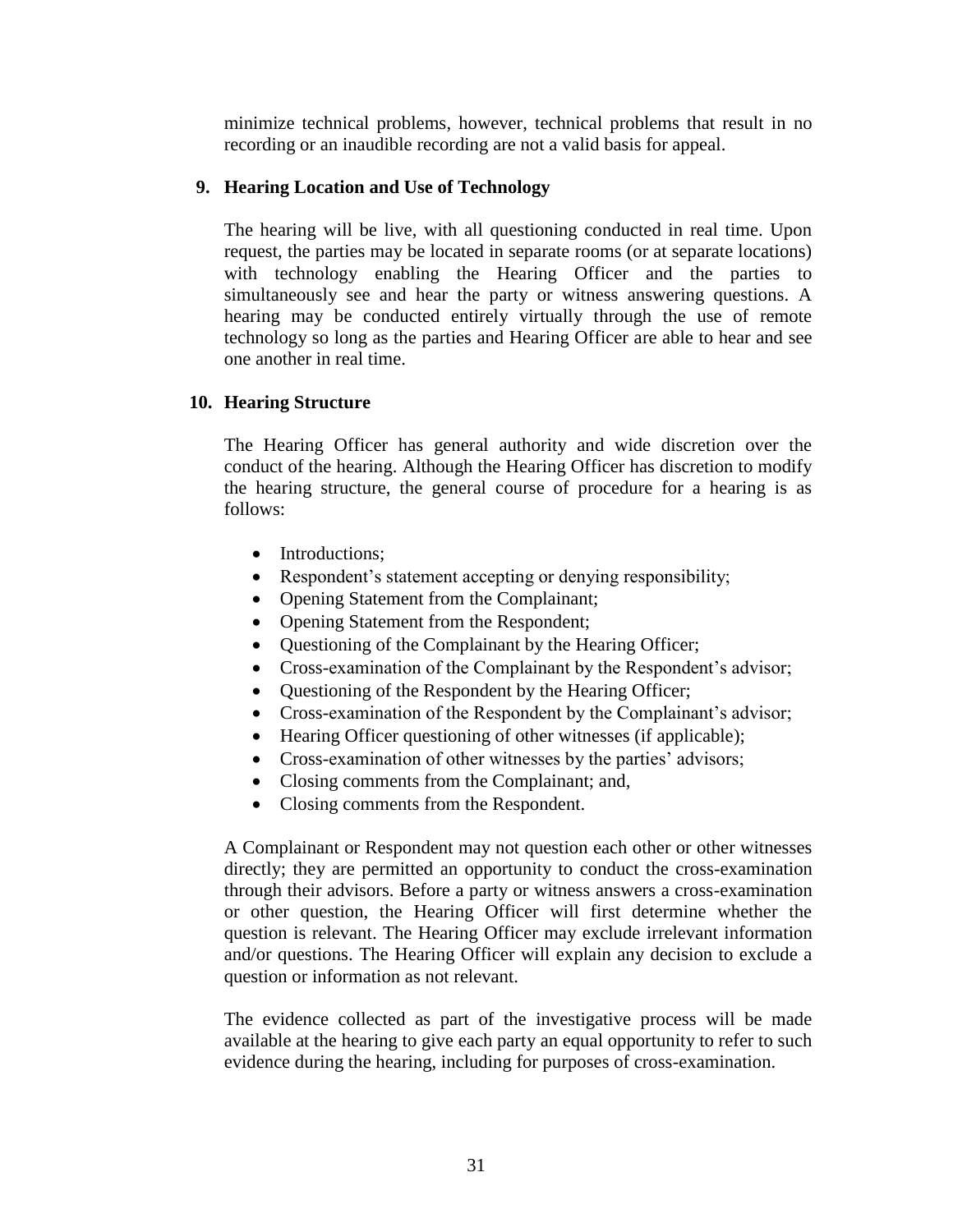minimize technical problems, however, technical problems that result in no recording or an inaudible recording are not a valid basis for appeal.

## 9. Hearing Location and Use of Technology

The hearing will be live, with all questioning conducted in real time. Upon request, the parties may be located in separate rooms (or at separate locations) with technology enabling the Hearing Officer and the parties to simultaneously see and hear the party or witness answering questions. A hearing may be conducted entirely virtually through the use of remote technology so long as the parties and Hearing Officer are able to hear and see one another in real time.

## 10. Hearing Structure

The Hearing Officer has general authority and wide discretion over the conduct of the hearing. Although the Hearing Officer has discretion to modify the hearing structure, the general course of procedure for a hearing is as follows:

- Introductions;
- Respondent's statement accepting or denying responsibility;
- Opening Statement from the Complainant;
- Opening Statement from the Respondent;
- Questioning of the Complainant by the Hearing Officer;
- Cross-examination of the Complainant by the Respondent's advisor;
- Questioning of the Respondent by the Hearing Officer;
- Cross-examination of the Respondent by the Complainant's advisor;
- Hearing Officer questioning of other witnesses (if applicable);
- Cross-examination of other witnesses by the parties' advisors;
- Closing comments from the Complainant; and,
- Closing comments from the Respondent.

A Complainant or Respondent may not question each other or other witnesses directly; they are permitted an opportunity to conduct the cross-examination through their advisors. Before a party or witness answers a cross-examination or other question, the Hearing Officer will first determine whether the question is relevant. The Hearing Officer may exclude irrelevant information and/or questions. The Hearing Officer will explain any decision to exclude a question or information as not relevant.

The evidence collected as part of the investigative process will be made available at the hearing to give each party an equal opportunity to refer to such evidence during the hearing, including for purposes of cross-examination.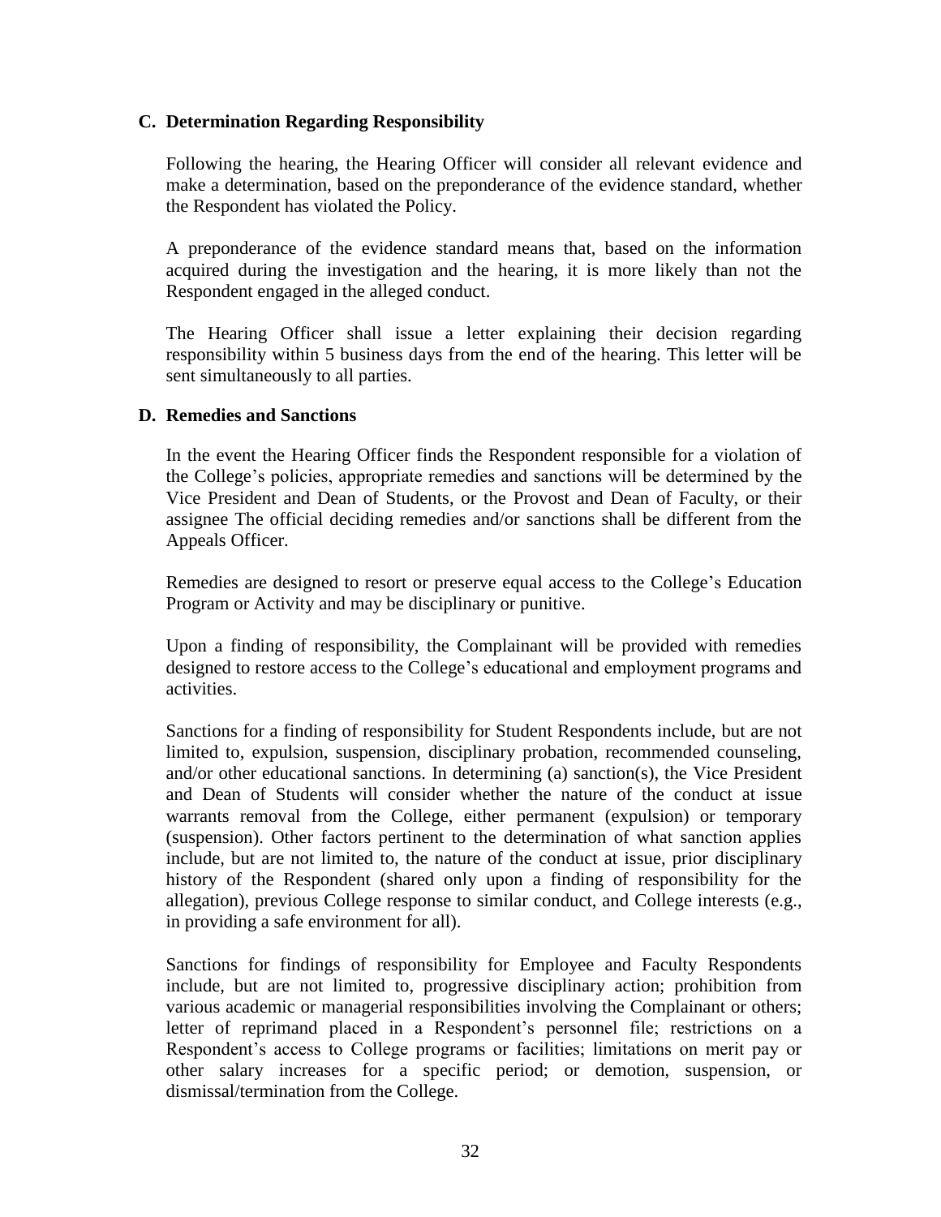### C. Determination Regarding Responsibility

Following the hearing, the Hearing Officer will consider all relevant evidence and make a determination, based on the preponderance of the evidence standard, whether the Respondent has violated the Policy.

A preponderance of the evidence standard means that, based on the information acquired during the investigation and the hearing, it is more likely than not the Respondent engaged in the alleged conduct.

The Hearing Officer shall issue a letter explaining their decision regarding responsibility within 5 business days from the end of the hearing. This letter will be sent simultaneously to all parties.

### D. Remedies and Sanctions

In the event the Hearing Officer finds the Respondent responsible for a violation of the College's policies, appropriate remedies and sanctions will be determined by the Vice President and Dean of Students, or the Provost and Dean of Faculty, or their assignee The official deciding remedies and/or sanctions shall be different from the Appeals Officer.

Remedies are designed to resort or preserve equal access to the College's Education Program or Activity and may be disciplinary or punitive.

Upon a finding of responsibility, the Complainant will be provided with remedies designed to restore access to the College's educational and employment programs and activities.

Sanctions for a finding of responsibility for Student Respondents include, but are not limited to, expulsion, suspension, disciplinary probation, recommended counseling, and/or other educational sanctions. In determining (a) sanction(s), the Vice President and Dean of Students will consider whether the nature of the conduct at issue warrants removal from the College, either permanent (expulsion) or temporary (suspension). Other factors pertinent to the determination of what sanction applies include, but are not limited to, the nature of the conduct at issue, prior disciplinary history of the Respondent (shared only upon a finding of responsibility for the allegation), previous College response to similar conduct, and College interests (e.g., in providing a safe environment for all).

Sanctions for findings of responsibility for Employee and Faculty Respondents include, but are not limited to, progressive disciplinary action; prohibition from various academic or managerial responsibilities involving the Complainant or others; letter of reprimand placed in a Respondent's personnel file; restrictions on a Respondent's access to College programs or facilities; limitations on merit pay or other salary increases for a specific period; or demotion, suspension, or dismissal/termination from the College.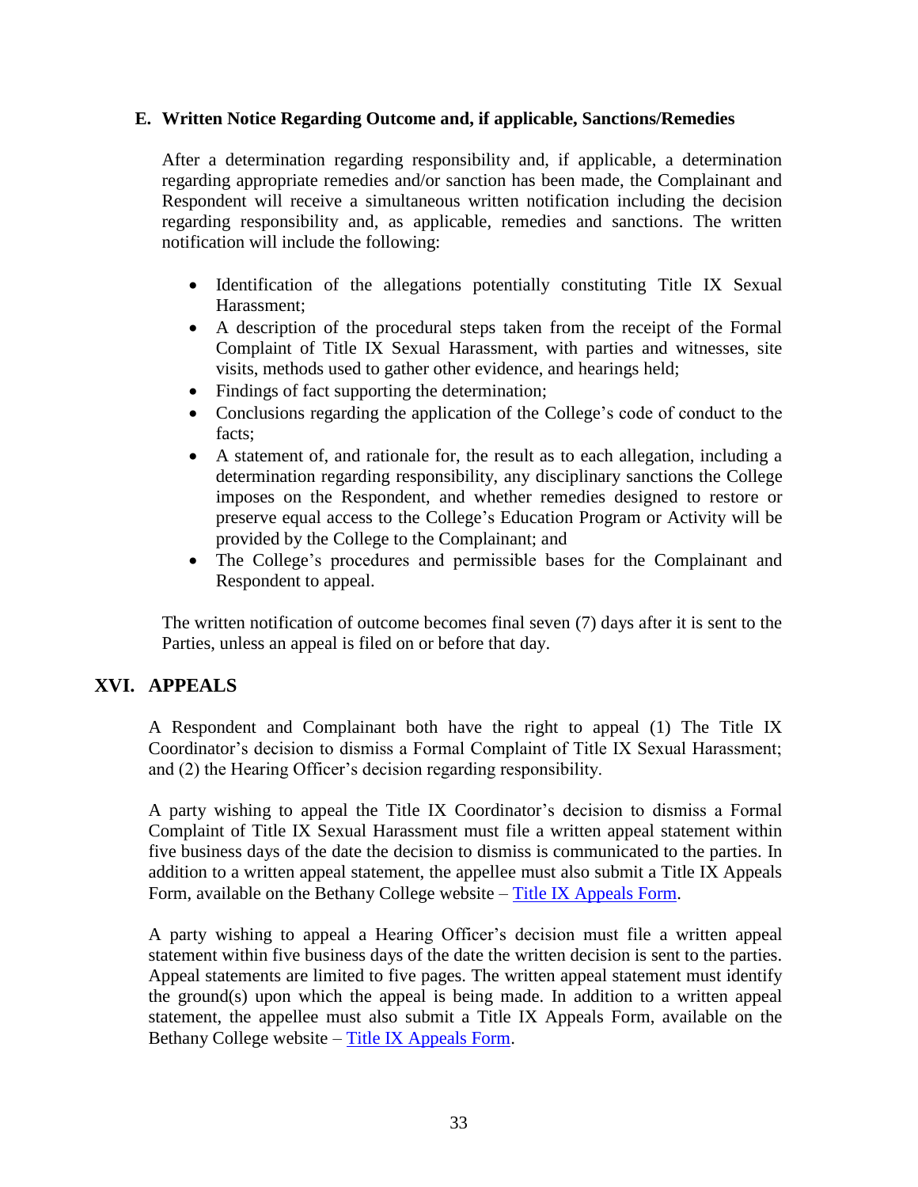### E. Written Notice Regarding Outcome and, if applicable, Sanctions/Remedies

After a determination regarding responsibility and, if applicable, a determination regarding appropriate remedies and/or sanction has been made, the Complainant and Respondent will receive a simultaneous written notification including the decision regarding responsibility and, as applicable, remedies and sanctions. The written notification will include the following:

- Identification of the allegations potentially constituting Title IX Sexual Harassment;
- A description of the procedural steps taken from the receipt of the Formal Complaint of Title IX Sexual Harassment, with parties and witnesses, site visits, methods used to gather other evidence, and hearings held;
- Findings of fact supporting the determination;
- Conclusions regarding the application of the College's code of conduct to the facts;
- A statement of, and rationale for, the result as to each allegation, including a determination regarding responsibility, any disciplinary sanctions the College imposes on the Respondent, and whether remedies designed to restore or preserve equal access to the College's Education Program or Activity will be provided by the College to the Complainant; and
- The College's procedures and permissible bases for the Complainant and Respondent to appeal.

The written notification of outcome becomes final seven (7) days after it is sent to the Parties, unless an appeal is filed on or before that day.

## XVI. APPEALS

A Respondent and Complainant both have the right to appeal (1) The Title IX Coordinator's decision to dismiss a Formal Complaint of Title IX Sexual Harassment; and (2) the Hearing Officer's decision regarding responsibility.

A party wishing to appeal the Title IX Coordinator's decision to dismiss a Formal Complaint of Title IX Sexual Harassment must file a written appeal statement within five business days of the date the decision to dismiss is communicated to the parties. In addition to a written appeal statement, the appellee must also submit a Title IX Appeals Form, available on the Bethany College website – Title IX Appeals Form.

A party wishing to appeal a Hearing Officer's decision must file a written appeal statement within five business days of the date the written decision is sent to the parties. Appeal statements are limited to five pages. The written appeal statement must identify the ground(s) upon which the appeal is being made. In addition to a written appeal statement, the appellee must also submit a Title IX Appeals Form, available on the Bethany College website – Title IX Appeals Form.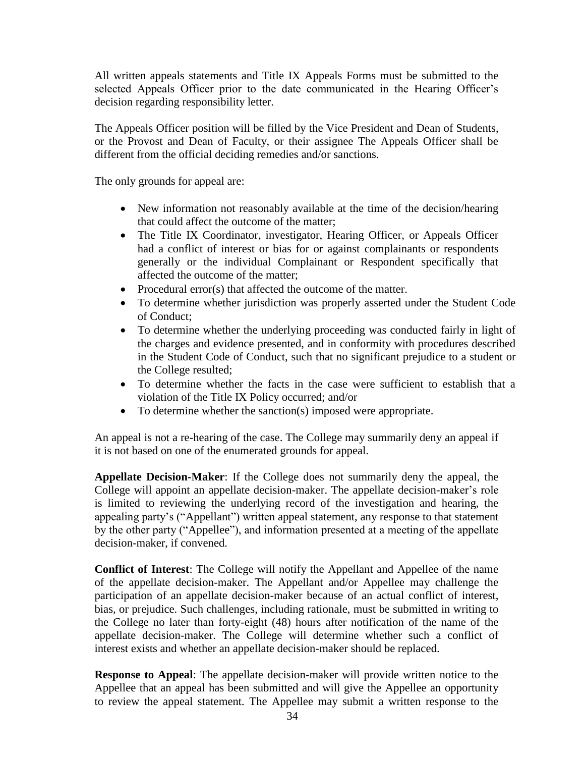All written appeals statements and Title IX Appeals Forms must be submitted to the selected Appeals Officer prior to the date communicated in the Hearing Officer's decision regarding responsibility letter.

The Appeals Officer position will be filled by the Vice President and Dean of Students, or the Provost and Dean of Faculty, or their assignee The Appeals Officer shall be different from the official deciding remedies and/or sanctions.

The only grounds for appeal are:

- New information not reasonably available at the time of the decision/hearing that could affect the outcome of the matter;
- The Title IX Coordinator, investigator, Hearing Officer, or Appeals Officer had a conflict of interest or bias for or against complainants or respondents generally or the individual Complainant or Respondent specifically that affected the outcome of the matter;
- Procedural error(s) that affected the outcome of the matter.
- To determine whether jurisdiction was properly asserted under the Student Code of Conduct;
- To determine whether the underlying proceeding was conducted fairly in light of the charges and evidence presented, and in conformity with procedures described in the Student Code of Conduct, such that no significant prejudice to a student or the College resulted;
- To determine whether the facts in the case were sufficient to establish that a violation of the Title IX Policy occurred; and/or
- To determine whether the sanction(s) imposed were appropriate.

An appeal is not a re-hearing of the case. The College may summarily deny an appeal if it is not based on one of the enumerated grounds for appeal.

**Appellate Decision-Maker**: If the College does not summarily deny the appeal, the College will appoint an appellate decision-maker. The appellate decision-maker's role is limited to reviewing the underlying record of the investigation and hearing, the appealing party's ("Appellant") written appeal statement, any response to that statement by the other party ("Appellee"), and information presented at a meeting of the appellate decision-maker, if convened.

**Conflict of Interest**: The College will notify the Appellant and Appellee of the name of the appellate decision-maker. The Appellant and/or Appellee may challenge the participation of an appellate decision-maker because of an actual conflict of interest, bias, or prejudice. Such challenges, including rationale, must be submitted in writing to the College no later than forty-eight (48) hours after notification of the name of the appellate decision-maker. The College will determine whether such a conflict of interest exists and whether an appellate decision-maker should be replaced.

**Response to Appeal**: The appellate decision-maker will provide written notice to the Appellee that an appeal has been submitted and will give the Appellee an opportunity to review the appeal statement. The Appellee may submit a written response to the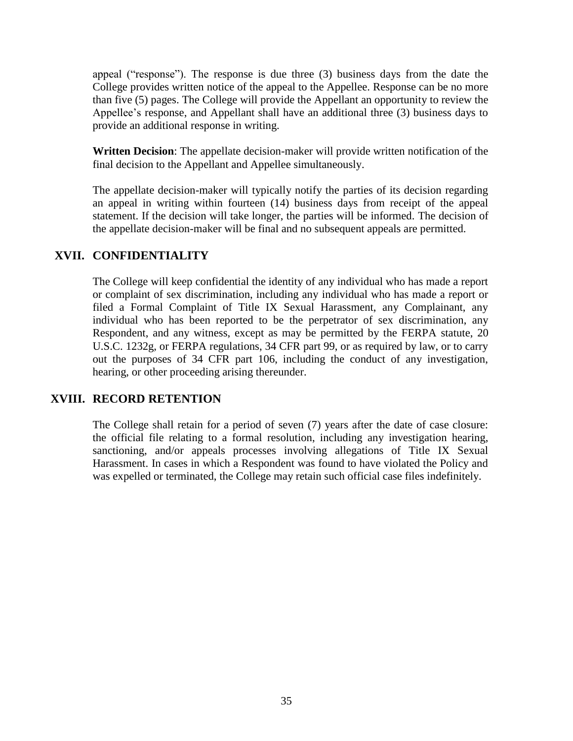appeal ("response"). The response is due three (3) business days from the date the College provides written notice of the appeal to the Appellee. Response can be no more than five (5) pages. The College will provide the Appellant an opportunity to review the Appellee's response, and Appellant shall have an additional three (3) business days to provide an additional response in writing.

**Written Decision**: The appellate decision-maker will provide written notification of the final decision to the Appellant and Appellee simultaneously.

The appellate decision-maker will typically notify the parties of its decision regarding an appeal in writing within fourteen (14) business days from receipt of the appeal statement. If the decision will take longer, the parties will be informed. The decision of the appellate decision-maker will be final and no subsequent appeals are permitted.

## XVII. CONFIDENTIALITY

The College will keep confidential the identity of any individual who has made a report or complaint of sex discrimination, including any individual who has made a report or filed a Formal Complaint of Title IX Sexual Harassment, any Complainant, any individual who has been reported to be the perpetrator of sex discrimination, any Respondent, and any witness, except as may be permitted by the FERPA statute, 20 U.S.C. 1232g, or FERPA regulations, 34 CFR part 99, or as required by law, or to carry out the purposes of 34 CFR part 106, including the conduct of any investigation, hearing, or other proceeding arising thereunder.

## XVIII. RECORD RETENTION

The College shall retain for a period of seven (7) years after the date of case closure: the official file relating to a formal resolution, including any investigation hearing, sanctioning, and/or appeals processes involving allegations of Title IX Sexual Harassment. In cases in which a Respondent was found to have violated the Policy and was expelled or terminated, the College may retain such official case files indefinitely.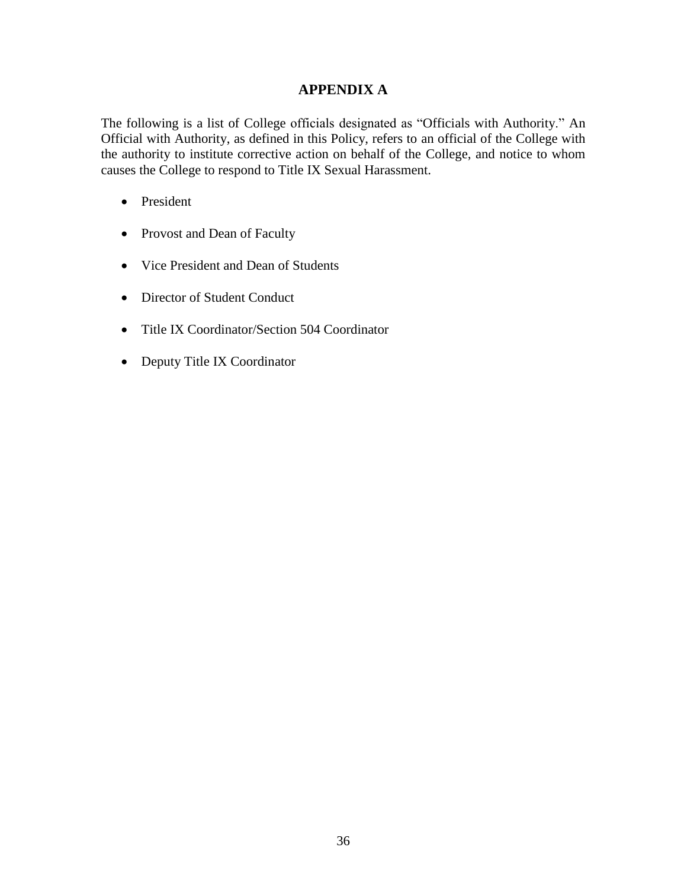# APPENDIX A

The following is a list of College officials designated as "Officials with Authority." An Official with Authority, as defined in this Policy, refers to an official of the College with the authority to institute corrective action on behalf of the College, and notice to whom causes the College to respond to Title IX Sexual Harassment.

- President
- Provost and Dean of Faculty
- Vice President and Dean of Students
- Director of Student Conduct
- Title IX Coordinator/Section 504 Coordinator
- Deputy Title IX Coordinator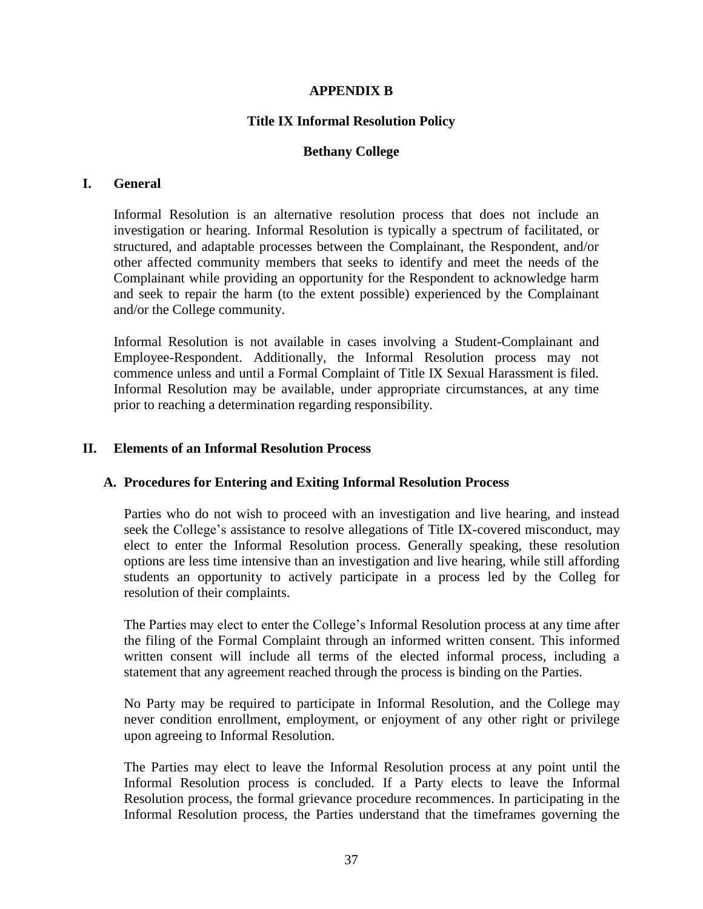# APPENDIX B

## Title IX Informal Resolution Policy

## Bethany College

### I. General

Informal Resolution is an alternative resolution process that does not include an investigation or hearing. Informal Resolution is typically a spectrum of facilitated, or structured, and adaptable processes between the Complainant, the Respondent, and/or other affected community members that seeks to identify and meet the needs of the Complainant while providing an opportunity for the Respondent to acknowledge harm and seek to repair the harm (to the extent possible) experienced by the Complainant and/or the College community.

Informal Resolution is not available in cases involving a Student-Complainant and Employee-Respondent. Additionally, the Informal Resolution process may not commence unless and until a Formal Complaint of Title IX Sexual Harassment is filed. Informal Resolution may be available, under appropriate circumstances, at any time prior to reaching a determination regarding responsibility.

### II. Elements of an Informal Resolution Process

#### A. Procedures for Entering and Exiting Informal Resolution Process

Parties who do not wish to proceed with an investigation and live hearing, and instead seek the College's assistance to resolve allegations of Title IX-covered misconduct, may elect to enter the Informal Resolution process. Generally speaking, these resolution options are less time intensive than an investigation and live hearing, while still affording students an opportunity to actively participate in a process led by the Colleg for resolution of their complaints.

The Parties may elect to enter the College's Informal Resolution process at any time after the filing of the Formal Complaint through an informed written consent. This informed written consent will include all terms of the elected informal process, including a statement that any agreement reached through the process is binding on the Parties.

No Party may be required to participate in Informal Resolution, and the College may never condition enrollment, employment, or enjoyment of any other right or privilege upon agreeing to Informal Resolution.

The Parties may elect to leave the Informal Resolution process at any point until the Informal Resolution process is concluded. If a Party elects to leave the Informal Resolution process, the formal grievance procedure recommences. In participating in the Informal Resolution process, the Parties understand that the timeframes governing the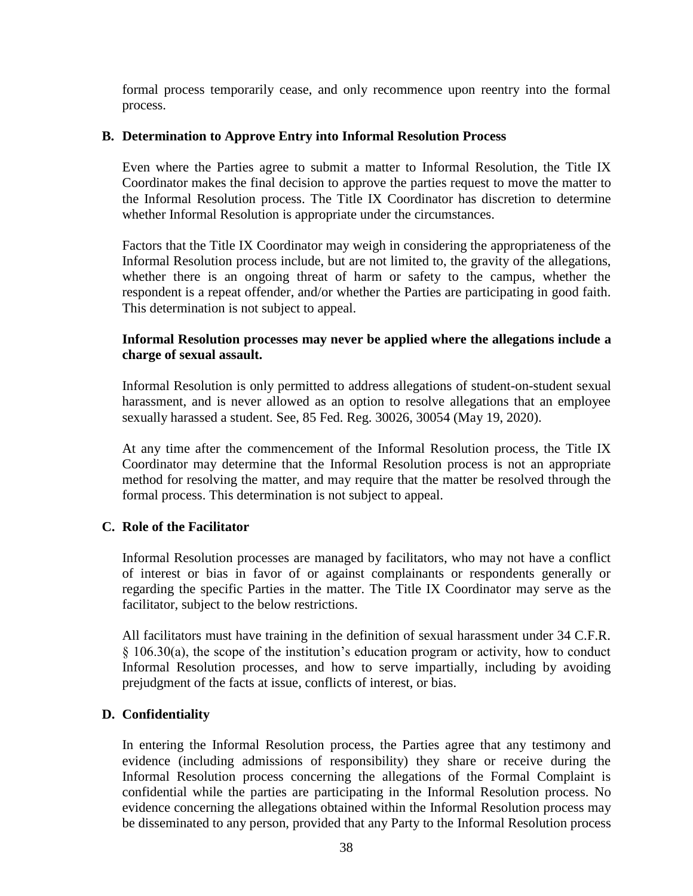formal process temporarily cease, and only recommence upon reentry into the formal process.

### B. Determination to Approve Entry into Informal Resolution Process

Even where the Parties agree to submit a matter to Informal Resolution, the Title IX Coordinator makes the final decision to approve the parties request to move the matter to the Informal Resolution process. The Title IX Coordinator has discretion to determine whether Informal Resolution is appropriate under the circumstances.

Factors that the Title IX Coordinator may weigh in considering the appropriateness of the Informal Resolution process include, but are not limited to, the gravity of the allegations, whether there is an ongoing threat of harm or safety to the campus, whether the respondent is a repeat offender, and/or whether the Parties are participating in good faith. This determination is not subject to appeal.

**Informal Resolution processes may never be applied where the allegations include a charge of sexual assault.**

Informal Resolution is only permitted to address allegations of student-on-student sexual harassment, and is never allowed as an option to resolve allegations that an employee sexually harassed a student. See, 85 Fed. Reg. 30026, 30054 (May 19, 2020).

At any time after the commencement of the Informal Resolution process, the Title IX Coordinator may determine that the Informal Resolution process is not an appropriate method for resolving the matter, and may require that the matter be resolved through the formal process. This determination is not subject to appeal.

### C. Role of the Facilitator

Informal Resolution processes are managed by facilitators, who may not have a conflict of interest or bias in favor of or against complainants or respondents generally or regarding the specific Parties in the matter. The Title IX Coordinator may serve as the facilitator, subject to the below restrictions.

All facilitators must have training in the definition of sexual harassment under 34 C.F.R. § 106.30(a), the scope of the institution's education program or activity, how to conduct Informal Resolution processes, and how to serve impartially, including by avoiding prejudgment of the facts at issue, conflicts of interest, or bias.

### D. Confidentiality

In entering the Informal Resolution process, the Parties agree that any testimony and evidence (including admissions of responsibility) they share or receive during the Informal Resolution process concerning the allegations of the Formal Complaint is confidential while the parties are participating in the Informal Resolution process. No evidence concerning the allegations obtained within the Informal Resolution process may be disseminated to any person, provided that any Party to the Informal Resolution process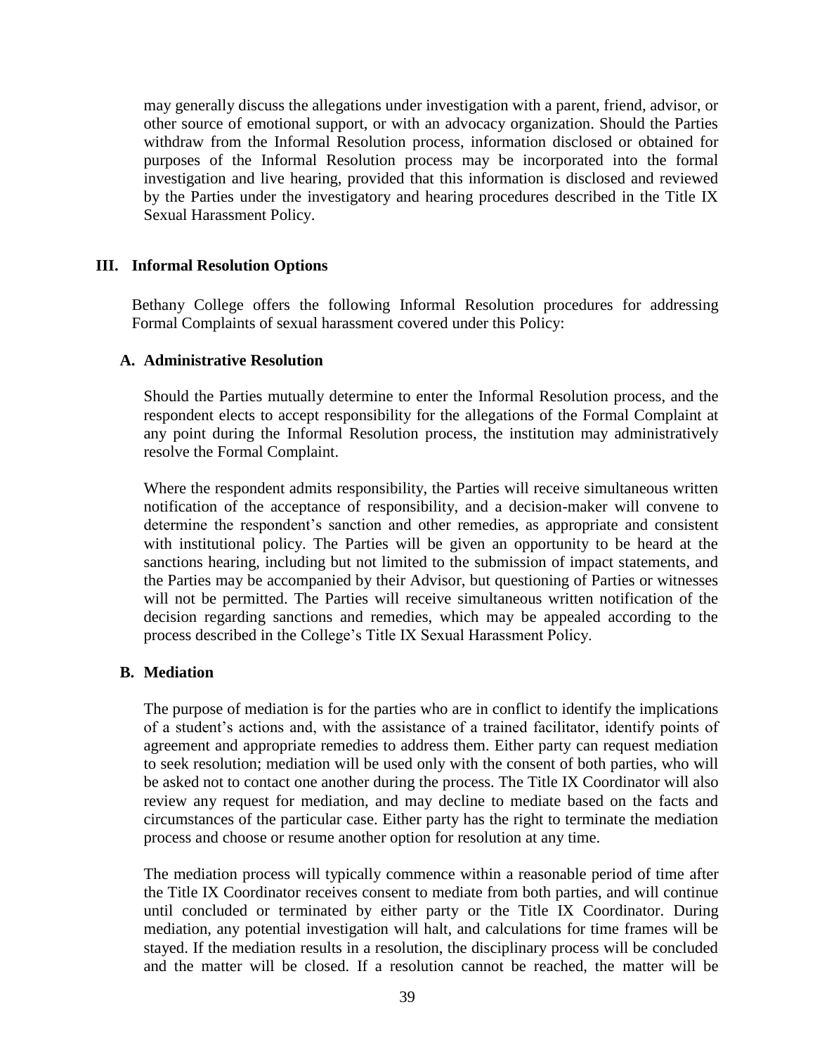may generally discuss the allegations under investigation with a parent, friend, advisor, or other source of emotional support, or with an advocacy organization. Should the Parties withdraw from the Informal Resolution process, information disclosed or obtained for purposes of the Informal Resolution process may be incorporated into the formal investigation and live hearing, provided that this information is disclosed and reviewed by the Parties under the investigatory and hearing procedures described in the Title IX Sexual Harassment Policy.

## III. Informal Resolution Options

Bethany College offers the following Informal Resolution procedures for addressing Formal Complaints of sexual harassment covered under this Policy:

### A. Administrative Resolution

Should the Parties mutually determine to enter the Informal Resolution process, and the respondent elects to accept responsibility for the allegations of the Formal Complaint at any point during the Informal Resolution process, the institution may administratively resolve the Formal Complaint.

Where the respondent admits responsibility, the Parties will receive simultaneous written notification of the acceptance of responsibility, and a decision-maker will convene to determine the respondent's sanction and other remedies, as appropriate and consistent with institutional policy. The Parties will be given an opportunity to be heard at the sanctions hearing, including but not limited to the submission of impact statements, and the Parties may be accompanied by their Advisor, but questioning of Parties or witnesses will not be permitted. The Parties will receive simultaneous written notification of the decision regarding sanctions and remedies, which may be appealed according to the process described in the College's Title IX Sexual Harassment Policy.

### B. Mediation

The purpose of mediation is for the parties who are in conflict to identify the implications of a student's actions and, with the assistance of a trained facilitator, identify points of agreement and appropriate remedies to address them. Either party can request mediation to seek resolution; mediation will be used only with the consent of both parties, who will be asked not to contact one another during the process. The Title IX Coordinator will also review any request for mediation, and may decline to mediate based on the facts and circumstances of the particular case. Either party has the right to terminate the mediation process and choose or resume another option for resolution at any time.

The mediation process will typically commence within a reasonable period of time after the Title IX Coordinator receives consent to mediate from both parties, and will continue until concluded or terminated by either party or the Title IX Coordinator. During mediation, any potential investigation will halt, and calculations for time frames will be stayed. If the mediation results in a resolution, the disciplinary process will be concluded and the matter will be closed. If a resolution cannot be reached, the matter will be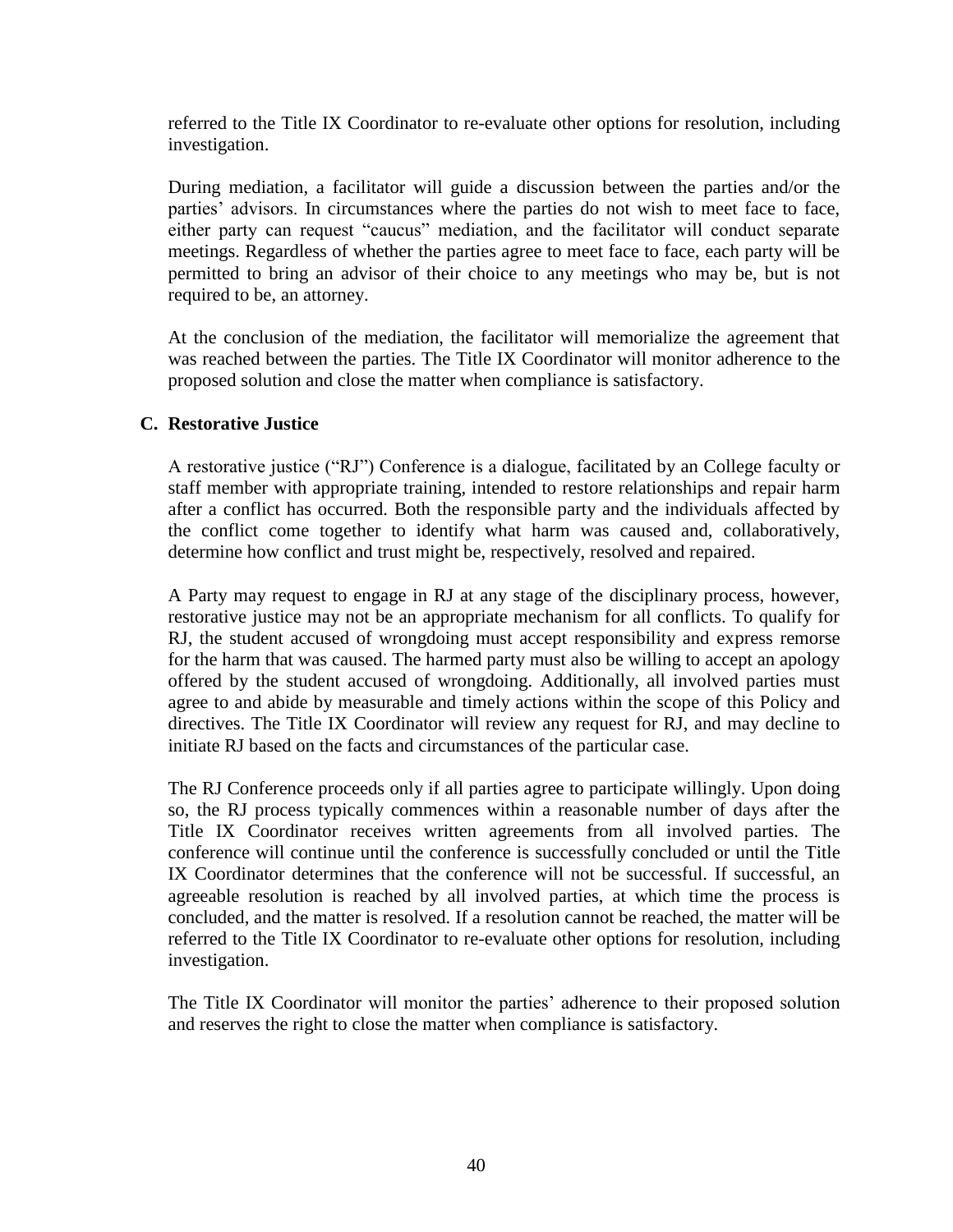referred to the Title IX Coordinator to re-evaluate other options for resolution, including investigation.

During mediation, a facilitator will guide a discussion between the parties and/or the parties' advisors. In circumstances where the parties do not wish to meet face to face, either party can request "caucus" mediation, and the facilitator will conduct separate meetings. Regardless of whether the parties agree to meet face to face, each party will be permitted to bring an advisor of their choice to any meetings who may be, but is not required to be, an attorney.

At the conclusion of the mediation, the facilitator will memorialize the agreement that was reached between the parties. The Title IX Coordinator will monitor adherence to the proposed solution and close the matter when compliance is satisfactory.

### C. Restorative Justice

A restorative justice ("RJ") Conference is a dialogue, facilitated by an College faculty or staff member with appropriate training, intended to restore relationships and repair harm after a conflict has occurred. Both the responsible party and the individuals affected by the conflict come together to identify what harm was caused and, collaboratively, determine how conflict and trust might be, respectively, resolved and repaired.

A Party may request to engage in RJ at any stage of the disciplinary process, however, restorative justice may not be an appropriate mechanism for all conflicts. To qualify for RJ, the student accused of wrongdoing must accept responsibility and express remorse for the harm that was caused. The harmed party must also be willing to accept an apology offered by the student accused of wrongdoing. Additionally, all involved parties must agree to and abide by measurable and timely actions within the scope of this Policy and directives. The Title IX Coordinator will review any request for RJ, and may decline to initiate RJ based on the facts and circumstances of the particular case.

The RJ Conference proceeds only if all parties agree to participate willingly. Upon doing so, the RJ process typically commences within a reasonable number of days after the Title IX Coordinator receives written agreements from all involved parties. The conference will continue until the conference is successfully concluded or until the Title IX Coordinator determines that the conference will not be successful. If successful, an agreeable resolution is reached by all involved parties, at which time the process is concluded, and the matter is resolved. If a resolution cannot be reached, the matter will be referred to the Title IX Coordinator to re-evaluate other options for resolution, including investigation.

The Title IX Coordinator will monitor the parties' adherence to their proposed solution and reserves the right to close the matter when compliance is satisfactory.